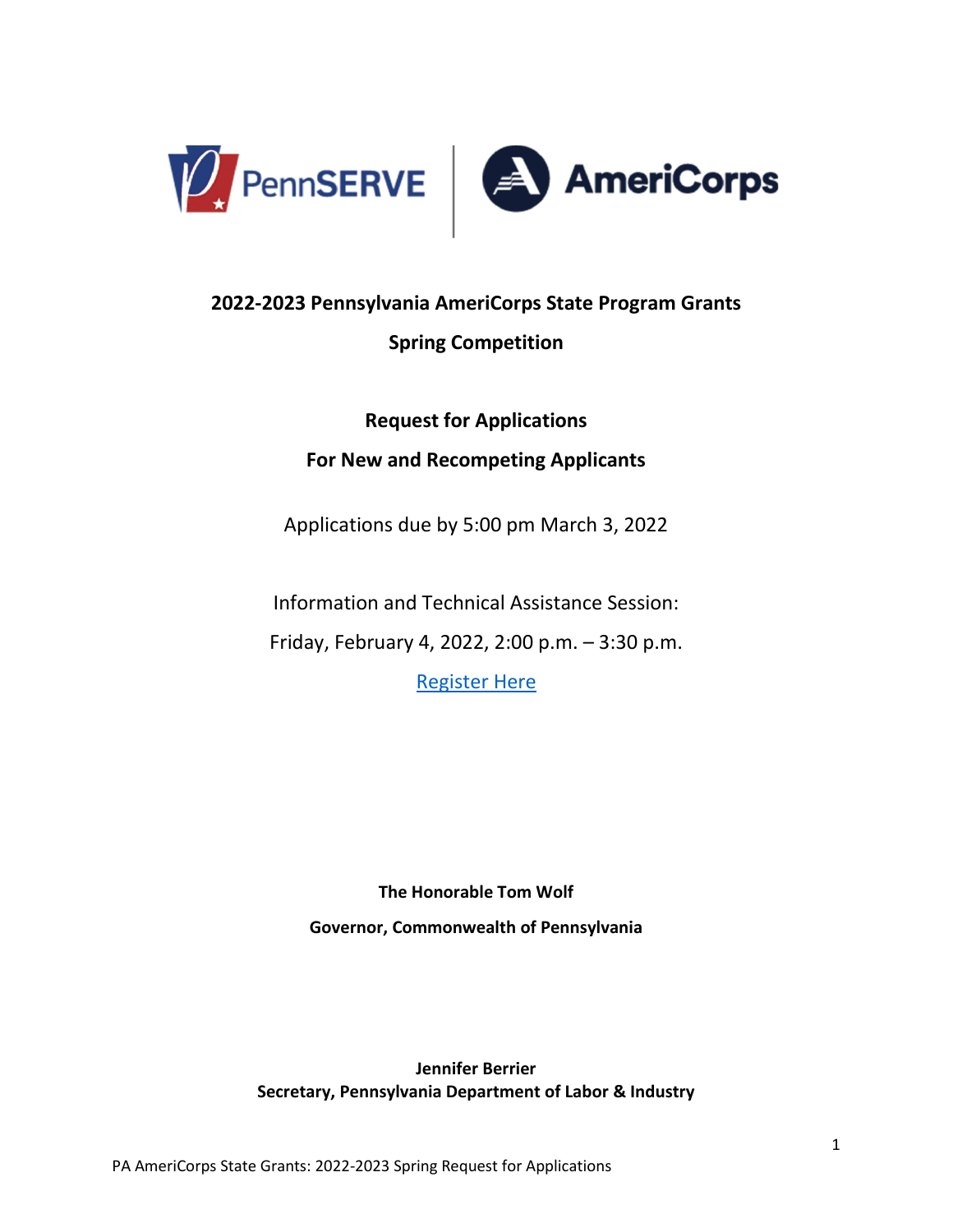PennSERVE | AmeriCorps

# 2022-2023 Pennsylvania AmeriCorps State Program Grants

## Spring Competition

## Request for Applications

## For New and Recompeting Applicants

Applications due by 5:00 pm March 3, 2022

Information and Technical Assistance Session:

Friday, February 4, 2022, 2:00 p.m. – 3:30 p.m.

Register Here

**The Honorable Tom Wolf**

**Governor, Commonwealth of Pennsylvania**

**Jennifer Berrier**
**Secretary, Pennsylvania Department of Labor & Industry**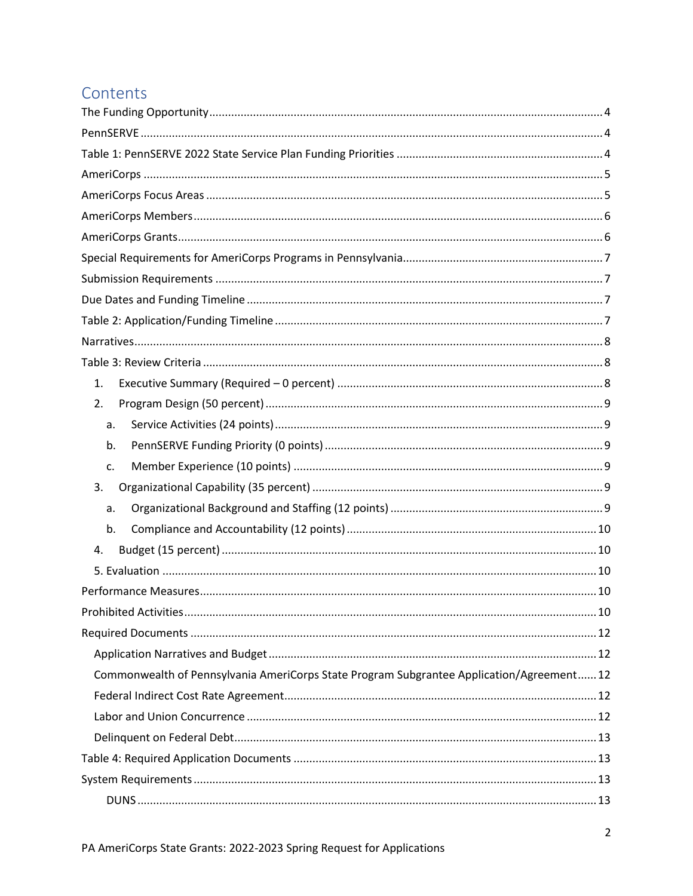# Contents

The Funding Opportunity ........ 4
PennSERVE ........ 4
Table 1: PennSERVE 2022 State Service Plan Funding Priorities ........ 4
AmeriCorps ........ 5
AmeriCorps Focus Areas ........ 5
AmeriCorps Members ........ 6
AmeriCorps Grants ........ 6
Special Requirements for AmeriCorps Programs in Pennsylvania ........ 7
Submission Requirements ........ 7
Due Dates and Funding Timeline ........ 7
Table 2: Application/Funding Timeline ........ 7
Narratives ........ 8
Table 3: Review Criteria ........ 8

1. Executive Summary (Required – 0 percent) ........ 8
2. Program Design (50 percent) ........ 9
   a. Service Activities (24 points) ........ 9
   b. PennSERVE Funding Priority (0 points) ........ 9
   c. Member Experience (10 points) ........ 9
3. Organizational Capability (35 percent) ........ 9
   a. Organizational Background and Staffing (12 points) ........ 9
   b. Compliance and Accountability (12 points) ........ 10
4. Budget (15 percent) ........ 10
5. Evaluation ........ 10

Performance Measures ........ 10
Prohibited Activities ........ 10
Required Documents ........ 12

- Application Narratives and Budget ........ 12
- Commonwealth of Pennsylvania AmeriCorps State Program Subgrantee Application/Agreement ........ 12
- Federal Indirect Cost Rate Agreement ........ 12
- Labor and Union Concurrence ........ 12
- Delinquent on Federal Debt ........ 13

Table 4: Required Application Documents ........ 13
System Requirements ........ 13

- DUNS ........ 13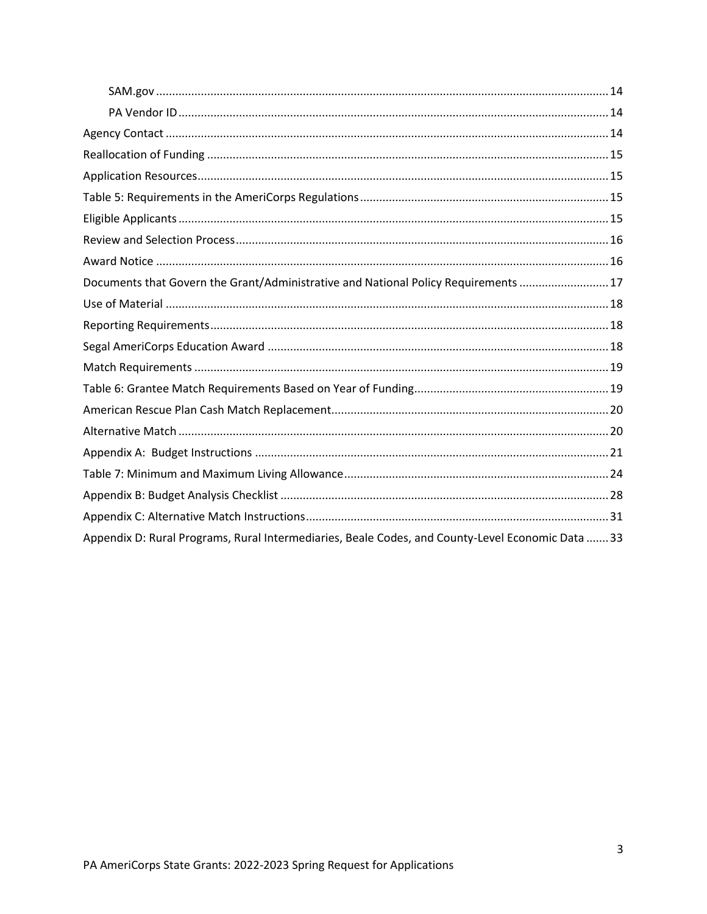- SAM.gov ... 14
- PA Vendor ID ... 14

Agency Contact ... 14
Reallocation of Funding ... 15
Application Resources ... 15
Table 5: Requirements in the AmeriCorps Regulations ... 15
Eligible Applicants ... 15
Review and Selection Process ... 16
Award Notice ... 16
Documents that Govern the Grant/Administrative and National Policy Requirements ... 17
Use of Material ... 18
Reporting Requirements ... 18
Segal AmeriCorps Education Award ... 18
Match Requirements ... 19
Table 6: Grantee Match Requirements Based on Year of Funding ... 19
American Rescue Plan Cash Match Replacement ... 20
Alternative Match ... 20
Appendix A: Budget Instructions ... 21
Table 7: Minimum and Maximum Living Allowance ... 24
Appendix B: Budget Analysis Checklist ... 28
Appendix C: Alternative Match Instructions ... 31
Appendix D: Rural Programs, Rural Intermediaries, Beale Codes, and County-Level Economic Data ... 33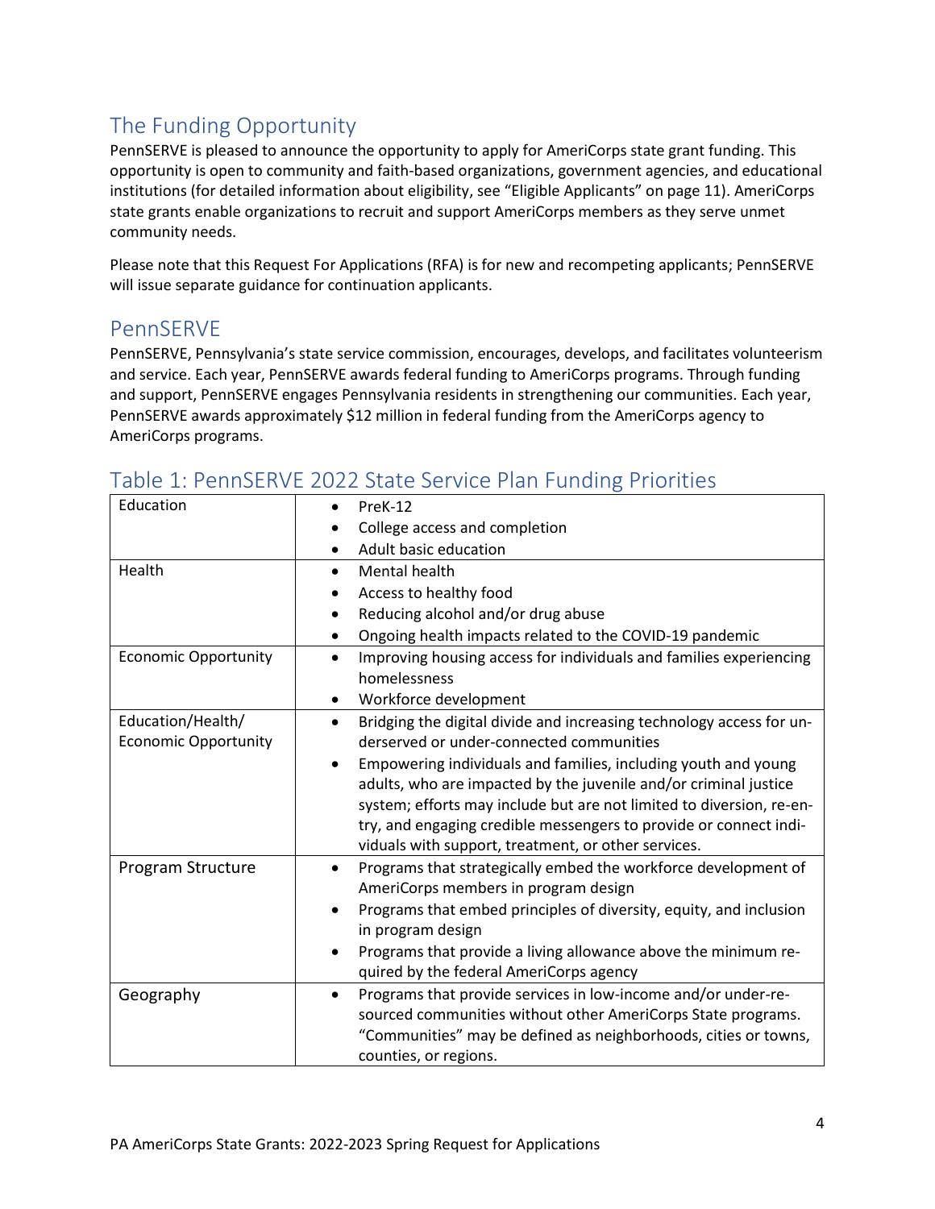## The Funding Opportunity

PennSERVE is pleased to announce the opportunity to apply for AmeriCorps state grant funding. This opportunity is open to community and faith-based organizations, government agencies, and educational institutions (for detailed information about eligibility, see "Eligible Applicants" on page 11). AmeriCorps state grants enable organizations to recruit and support AmeriCorps members as they serve unmet community needs.

Please note that this Request For Applications (RFA) is for new and recompeting applicants; PennSERVE will issue separate guidance for continuation applicants.

## PennSERVE

PennSERVE, Pennsylvania's state service commission, encourages, develops, and facilitates volunteerism and service. Each year, PennSERVE awards federal funding to AmeriCorps programs. Through funding and support, PennSERVE engages Pennsylvania residents in strengthening our communities. Each year, PennSERVE awards approximately $12 million in federal funding from the AmeriCorps agency to AmeriCorps programs.

## Table 1: PennSERVE 2022 State Service Plan Funding Priorities

| | |
|---|---|
| Education | • PreK-12<br>• College access and completion<br>• Adult basic education |
| Health | • Mental health<br>• Access to healthy food<br>• Reducing alcohol and/or drug abuse<br>• Ongoing health impacts related to the COVID-19 pandemic |
| Economic Opportunity | • Improving housing access for individuals and families experiencing homelessness<br>• Workforce development |
| Education/Health/ Economic Opportunity | • Bridging the digital divide and increasing technology access for underserved or under-connected communities<br>• Empowering individuals and families, including youth and young adults, who are impacted by the juvenile and/or criminal justice system; efforts may include but are not limited to diversion, re-entry, and engaging credible messengers to provide or connect individuals with support, treatment, or other services. |
| Program Structure | • Programs that strategically embed the workforce development of AmeriCorps members in program design<br>• Programs that embed principles of diversity, equity, and inclusion in program design<br>• Programs that provide a living allowance above the minimum required by the federal AmeriCorps agency |
| Geography | • Programs that provide services in low-income and/or under-resourced communities without other AmeriCorps State programs. "Communities" may be defined as neighborhoods, cities or towns, counties, or regions. |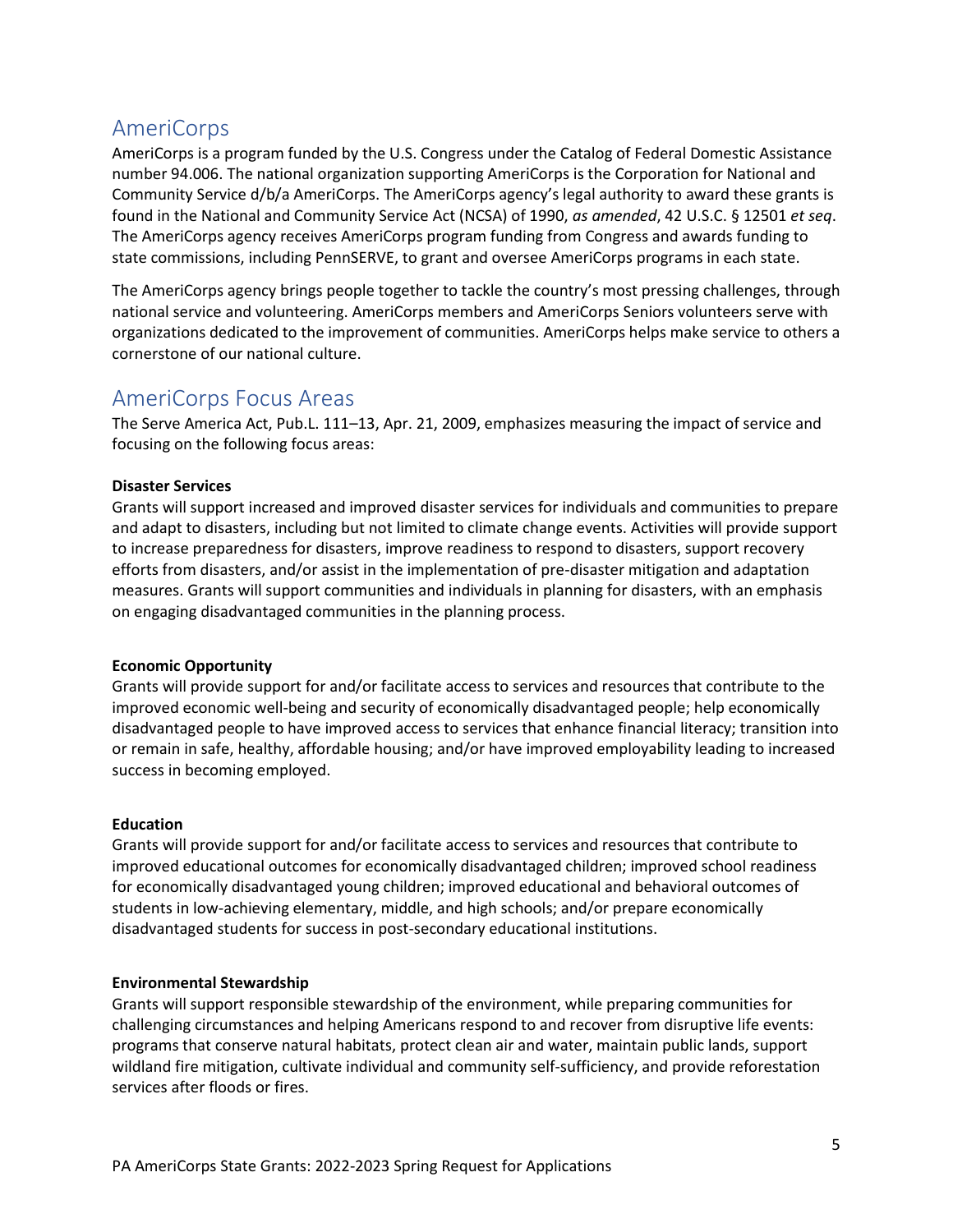## AmeriCorps

AmeriCorps is a program funded by the U.S. Congress under the Catalog of Federal Domestic Assistance number 94.006. The national organization supporting AmeriCorps is the Corporation for National and Community Service d/b/a AmeriCorps. The AmeriCorps agency's legal authority to award these grants is found in the National and Community Service Act (NCSA) of 1990, *as amended*, 42 U.S.C. § 12501 *et seq*. The AmeriCorps agency receives AmeriCorps program funding from Congress and awards funding to state commissions, including PennSERVE, to grant and oversee AmeriCorps programs in each state.

The AmeriCorps agency brings people together to tackle the country's most pressing challenges, through national service and volunteering. AmeriCorps members and AmeriCorps Seniors volunteers serve with organizations dedicated to the improvement of communities. AmeriCorps helps make service to others a cornerstone of our national culture.

## AmeriCorps Focus Areas

The Serve America Act, Pub.L. 111–13, Apr. 21, 2009, emphasizes measuring the impact of service and focusing on the following focus areas:

**Disaster Services**
Grants will support increased and improved disaster services for individuals and communities to prepare and adapt to disasters, including but not limited to climate change events. Activities will provide support to increase preparedness for disasters, improve readiness to respond to disasters, support recovery efforts from disasters, and/or assist in the implementation of pre-disaster mitigation and adaptation measures. Grants will support communities and individuals in planning for disasters, with an emphasis on engaging disadvantaged communities in the planning process.

**Economic Opportunity**
Grants will provide support for and/or facilitate access to services and resources that contribute to the improved economic well-being and security of economically disadvantaged people; help economically disadvantaged people to have improved access to services that enhance financial literacy; transition into or remain in safe, healthy, affordable housing; and/or have improved employability leading to increased success in becoming employed.

**Education**
Grants will provide support for and/or facilitate access to services and resources that contribute to improved educational outcomes for economically disadvantaged children; improved school readiness for economically disadvantaged young children; improved educational and behavioral outcomes of students in low-achieving elementary, middle, and high schools; and/or prepare economically disadvantaged students for success in post-secondary educational institutions.

**Environmental Stewardship**
Grants will support responsible stewardship of the environment, while preparing communities for challenging circumstances and helping Americans respond to and recover from disruptive life events: programs that conserve natural habitats, protect clean air and water, maintain public lands, support wildland fire mitigation, cultivate individual and community self-sufficiency, and provide reforestation services after floods or fires.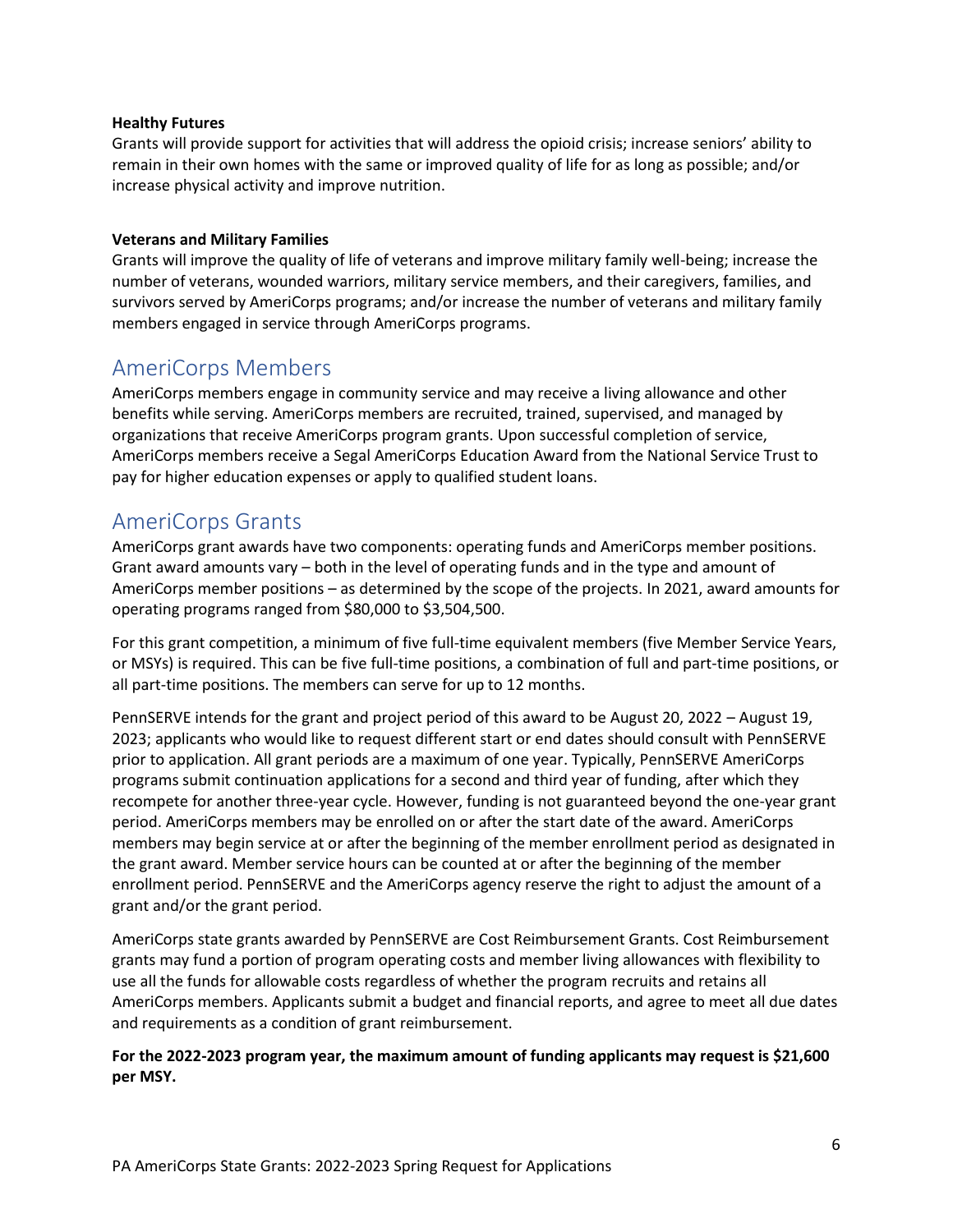**Healthy Futures**

Grants will provide support for activities that will address the opioid crisis; increase seniors' ability to remain in their own homes with the same or improved quality of life for as long as possible; and/or increase physical activity and improve nutrition.

**Veterans and Military Families**

Grants will improve the quality of life of veterans and improve military family well-being; increase the number of veterans, wounded warriors, military service members, and their caregivers, families, and survivors served by AmeriCorps programs; and/or increase the number of veterans and military family members engaged in service through AmeriCorps programs.

## AmeriCorps Members

AmeriCorps members engage in community service and may receive a living allowance and other benefits while serving. AmeriCorps members are recruited, trained, supervised, and managed by organizations that receive AmeriCorps program grants. Upon successful completion of service, AmeriCorps members receive a Segal AmeriCorps Education Award from the National Service Trust to pay for higher education expenses or apply to qualified student loans.

## AmeriCorps Grants

AmeriCorps grant awards have two components: operating funds and AmeriCorps member positions. Grant award amounts vary – both in the level of operating funds and in the type and amount of AmeriCorps member positions – as determined by the scope of the projects. In 2021, award amounts for operating programs ranged from $80,000 to $3,504,500.

For this grant competition, a minimum of five full-time equivalent members (five Member Service Years, or MSYs) is required. This can be five full-time positions, a combination of full and part-time positions, or all part-time positions. The members can serve for up to 12 months.

PennSERVE intends for the grant and project period of this award to be August 20, 2022 – August 19, 2023; applicants who would like to request different start or end dates should consult with PennSERVE prior to application. All grant periods are a maximum of one year. Typically, PennSERVE AmeriCorps programs submit continuation applications for a second and third year of funding, after which they recompete for another three-year cycle. However, funding is not guaranteed beyond the one-year grant period. AmeriCorps members may be enrolled on or after the start date of the award. AmeriCorps members may begin service at or after the beginning of the member enrollment period as designated in the grant award. Member service hours can be counted at or after the beginning of the member enrollment period. PennSERVE and the AmeriCorps agency reserve the right to adjust the amount of a grant and/or the grant period.

AmeriCorps state grants awarded by PennSERVE are Cost Reimbursement Grants. Cost Reimbursement grants may fund a portion of program operating costs and member living allowances with flexibility to use all the funds for allowable costs regardless of whether the program recruits and retains all AmeriCorps members. Applicants submit a budget and financial reports, and agree to meet all due dates and requirements as a condition of grant reimbursement.

**For the 2022-2023 program year, the maximum amount of funding applicants may request is $21,600 per MSY.**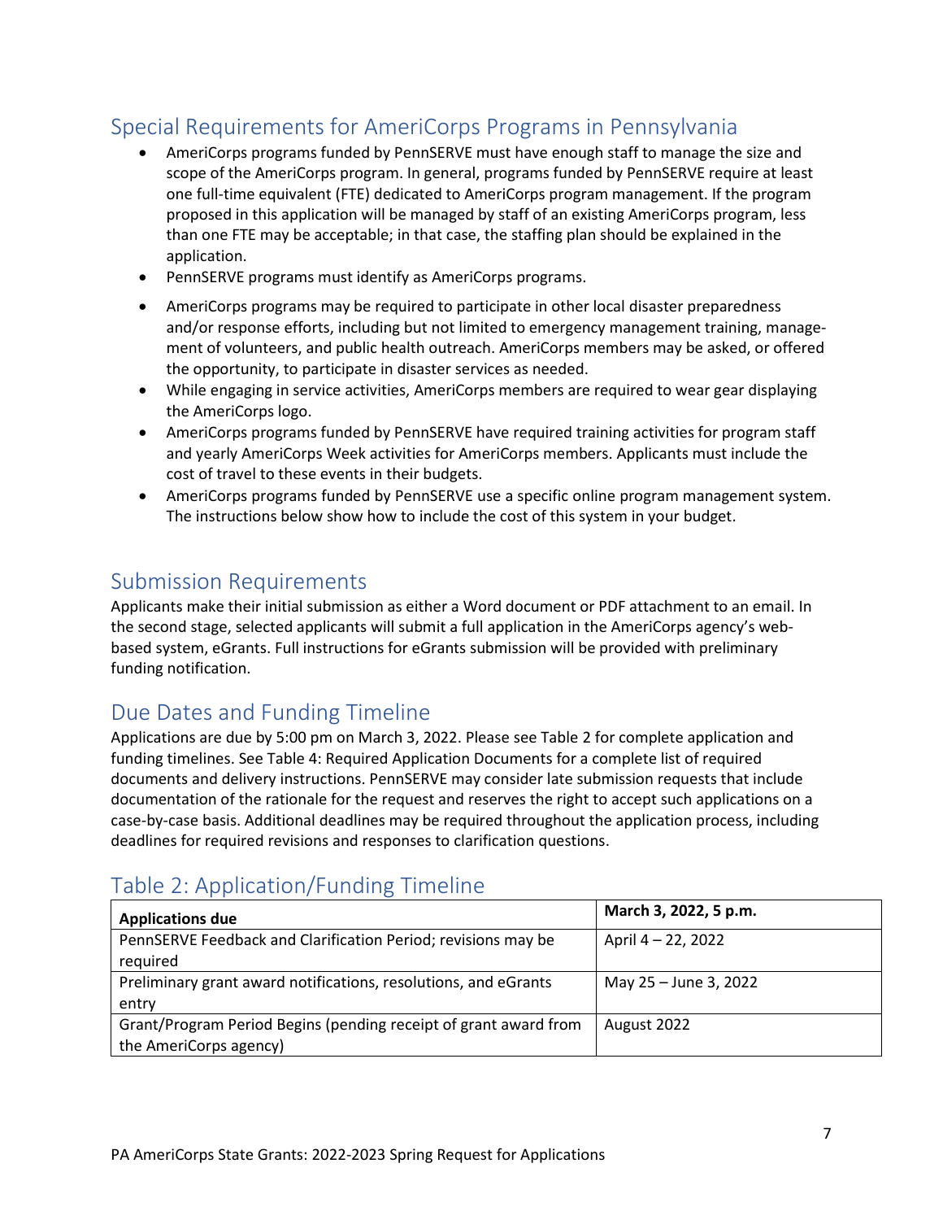## Special Requirements for AmeriCorps Programs in Pennsylvania

- AmeriCorps programs funded by PennSERVE must have enough staff to manage the size and scope of the AmeriCorps program. In general, programs funded by PennSERVE require at least one full-time equivalent (FTE) dedicated to AmeriCorps program management. If the program proposed in this application will be managed by staff of an existing AmeriCorps program, less than one FTE may be acceptable; in that case, the staffing plan should be explained in the application.
- PennSERVE programs must identify as AmeriCorps programs.
- AmeriCorps programs may be required to participate in other local disaster preparedness and/or response efforts, including but not limited to emergency management training, management of volunteers, and public health outreach. AmeriCorps members may be asked, or offered the opportunity, to participate in disaster services as needed.
- While engaging in service activities, AmeriCorps members are required to wear gear displaying the AmeriCorps logo.
- AmeriCorps programs funded by PennSERVE have required training activities for program staff and yearly AmeriCorps Week activities for AmeriCorps members. Applicants must include the cost of travel to these events in their budgets.
- AmeriCorps programs funded by PennSERVE use a specific online program management system. The instructions below show how to include the cost of this system in your budget.

## Submission Requirements

Applicants make their initial submission as either a Word document or PDF attachment to an email. In the second stage, selected applicants will submit a full application in the AmeriCorps agency's web-based system, eGrants. Full instructions for eGrants submission will be provided with preliminary funding notification.

## Due Dates and Funding Timeline

Applications are due by 5:00 pm on March 3, 2022. Please see Table 2 for complete application and funding timelines. See Table 4: Required Application Documents for a complete list of required documents and delivery instructions. PennSERVE may consider late submission requests that include documentation of the rationale for the request and reserves the right to accept such applications on a case-by-case basis. Additional deadlines may be required throughout the application process, including deadlines for required revisions and responses to clarification questions.

## Table 2: Application/Funding Timeline

| **Applications due** | **March 3, 2022, 5 p.m.** |
|---|---|
| PennSERVE Feedback and Clarification Period; revisions may be required | April 4 – 22, 2022 |
| Preliminary grant award notifications, resolutions, and eGrants entry | May 25 – June 3, 2022 |
| Grant/Program Period Begins (pending receipt of grant award from the AmeriCorps agency) | August 2022 |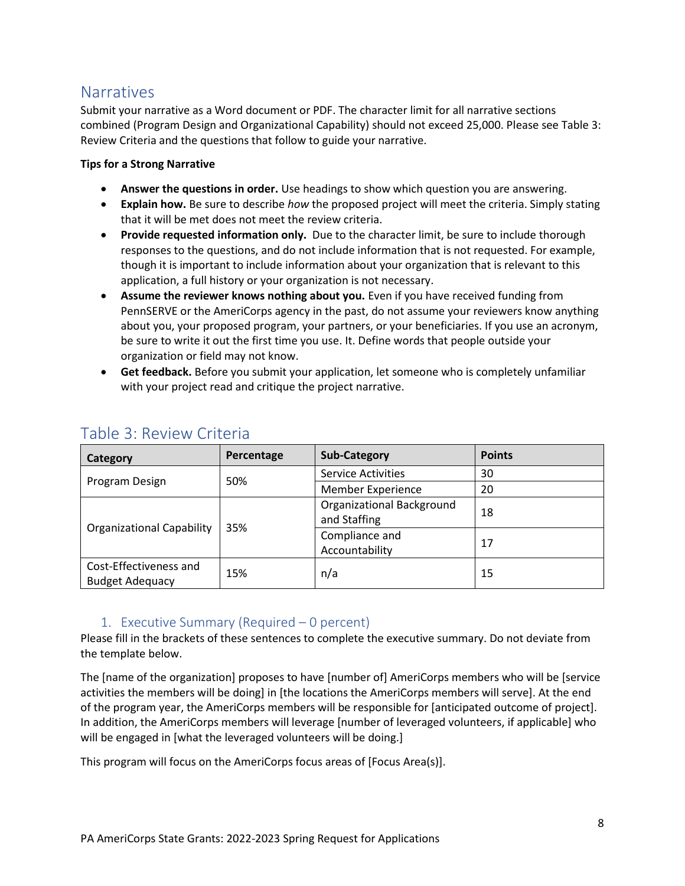## Narratives

Submit your narrative as a Word document or PDF. The character limit for all narrative sections combined (Program Design and Organizational Capability) should not exceed 25,000. Please see Table 3: Review Criteria and the questions that follow to guide your narrative.

**Tips for a Strong Narrative**

- **Answer the questions in order.** Use headings to show which question you are answering.
- **Explain how.** Be sure to describe *how* the proposed project will meet the criteria. Simply stating that it will be met does not meet the review criteria.
- **Provide requested information only.** Due to the character limit, be sure to include thorough responses to the questions, and do not include information that is not requested. For example, though it is important to include information about your organization that is relevant to this application, a full history or your organization is not necessary.
- **Assume the reviewer knows nothing about you.** Even if you have received funding from PennSERVE or the AmeriCorps agency in the past, do not assume your reviewers know anything about you, your proposed program, your partners, or your beneficiaries. If you use an acronym, be sure to write it out the first time you use. It. Define words that people outside your organization or field may not know.
- **Get feedback.** Before you submit your application, let someone who is completely unfamiliar with your project read and critique the project narrative.

## Table 3: Review Criteria

| Category | Percentage | Sub-Category | Points |
|---|---|---|---|
| Program Design | 50% | Service Activities | 30 |
| | | Member Experience | 20 |
| Organizational Capability | 35% | Organizational Background and Staffing | 18 |
| | | Compliance and Accountability | 17 |
| Cost-Effectiveness and Budget Adequacy | 15% | n/a | 15 |

### 1. Executive Summary (Required – 0 percent)

Please fill in the brackets of these sentences to complete the executive summary. Do not deviate from the template below.

The [name of the organization] proposes to have [number of] AmeriCorps members who will be [service activities the members will be doing] in [the locations the AmeriCorps members will serve]. At the end of the program year, the AmeriCorps members will be responsible for [anticipated outcome of project]. In addition, the AmeriCorps members will leverage [number of leveraged volunteers, if applicable] who will be engaged in [what the leveraged volunteers will be doing.]

This program will focus on the AmeriCorps focus areas of [Focus Area(s)].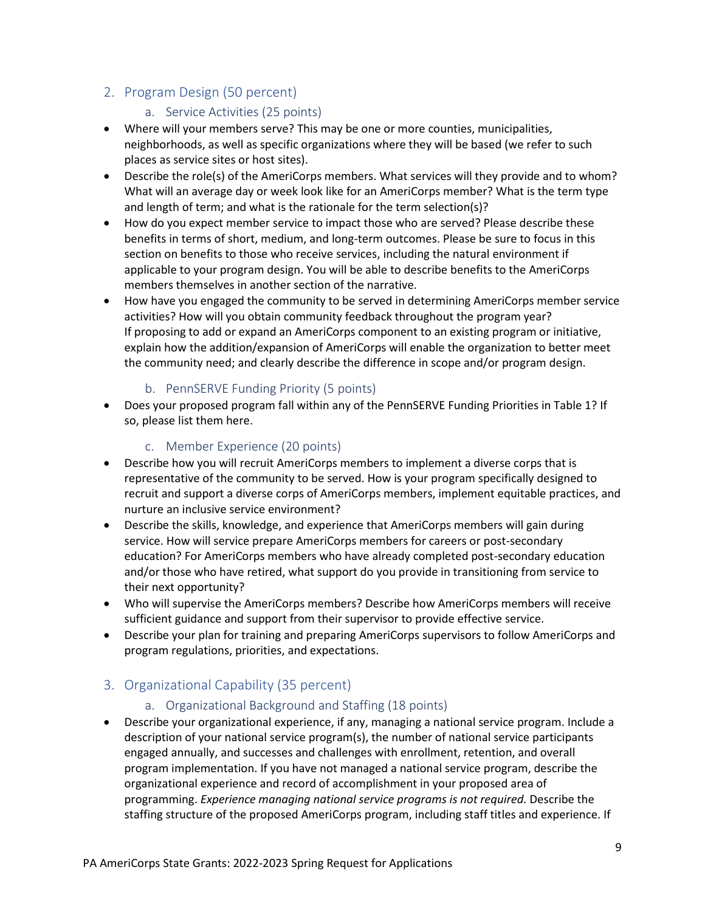## 2. Program Design (50 percent)

### a. Service Activities (25 points)

- Where will your members serve? This may be one or more counties, municipalities, neighborhoods, as well as specific organizations where they will be based (we refer to such places as service sites or host sites).
- Describe the role(s) of the AmeriCorps members. What services will they provide and to whom? What will an average day or week look like for an AmeriCorps member? What is the term type and length of term; and what is the rationale for the term selection(s)?
- How do you expect member service to impact those who are served? Please describe these benefits in terms of short, medium, and long-term outcomes. Please be sure to focus in this section on benefits to those who receive services, including the natural environment if applicable to your program design. You will be able to describe benefits to the AmeriCorps members themselves in another section of the narrative.
- How have you engaged the community to be served in determining AmeriCorps member service activities? How will you obtain community feedback throughout the program year? If proposing to add or expand an AmeriCorps component to an existing program or initiative, explain how the addition/expansion of AmeriCorps will enable the organization to better meet the community need; and clearly describe the difference in scope and/or program design.

### b. PennSERVE Funding Priority (5 points)

- Does your proposed program fall within any of the PennSERVE Funding Priorities in Table 1? If so, please list them here.

### c. Member Experience (20 points)

- Describe how you will recruit AmeriCorps members to implement a diverse corps that is representative of the community to be served. How is your program specifically designed to recruit and support a diverse corps of AmeriCorps members, implement equitable practices, and nurture an inclusive service environment?
- Describe the skills, knowledge, and experience that AmeriCorps members will gain during service. How will service prepare AmeriCorps members for careers or post-secondary education? For AmeriCorps members who have already completed post-secondary education and/or those who have retired, what support do you provide in transitioning from service to their next opportunity?
- Who will supervise the AmeriCorps members? Describe how AmeriCorps members will receive sufficient guidance and support from their supervisor to provide effective service.
- Describe your plan for training and preparing AmeriCorps supervisors to follow AmeriCorps and program regulations, priorities, and expectations.

## 3. Organizational Capability (35 percent)

### a. Organizational Background and Staffing (18 points)

- Describe your organizational experience, if any, managing a national service program. Include a description of your national service program(s), the number of national service participants engaged annually, and successes and challenges with enrollment, retention, and overall program implementation. If you have not managed a national service program, describe the organizational experience and record of accomplishment in your proposed area of programming. *Experience managing national service programs is not required.* Describe the staffing structure of the proposed AmeriCorps program, including staff titles and experience. If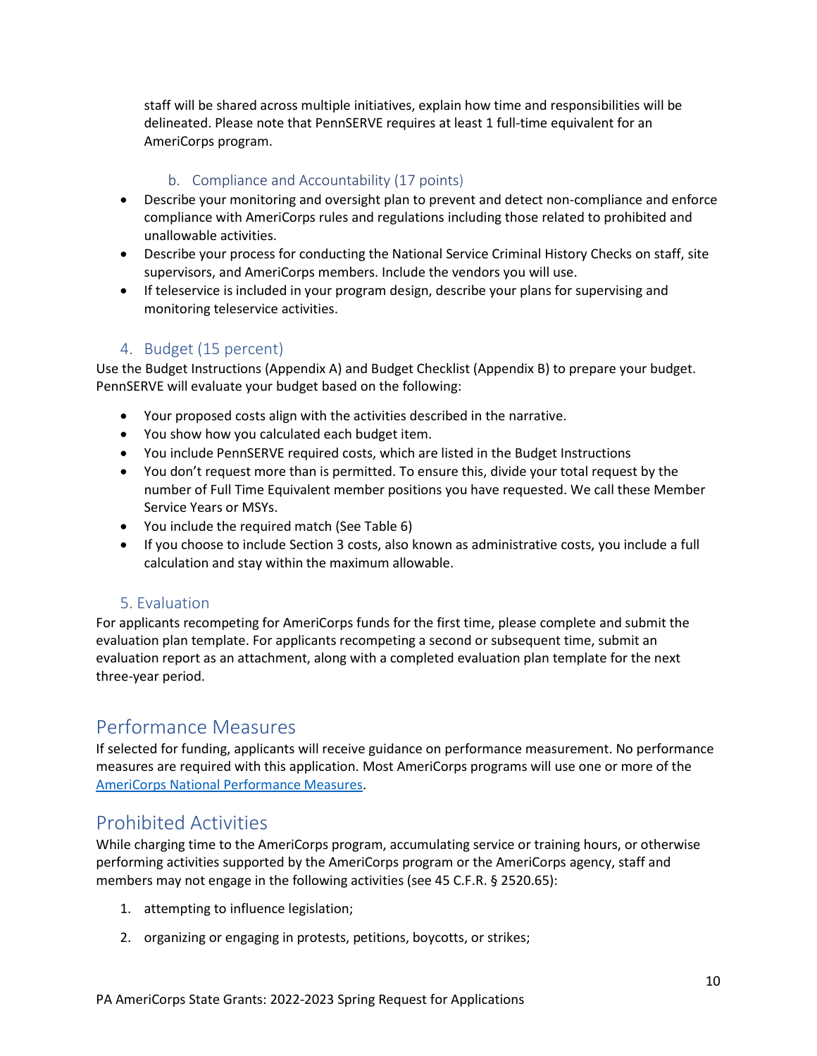staff will be shared across multiple initiatives, explain how time and responsibilities will be delineated. Please note that PennSERVE requires at least 1 full-time equivalent for an AmeriCorps program.

#### b. Compliance and Accountability (17 points)

- Describe your monitoring and oversight plan to prevent and detect non-compliance and enforce compliance with AmeriCorps rules and regulations including those related to prohibited and unallowable activities.
- Describe your process for conducting the National Service Criminal History Checks on staff, site supervisors, and AmeriCorps members. Include the vendors you will use.
- If teleservice is included in your program design, describe your plans for supervising and monitoring teleservice activities.

### 4. Budget (15 percent)

Use the Budget Instructions (Appendix A) and Budget Checklist (Appendix B) to prepare your budget. PennSERVE will evaluate your budget based on the following:

- Your proposed costs align with the activities described in the narrative.
- You show how you calculated each budget item.
- You include PennSERVE required costs, which are listed in the Budget Instructions
- You don't request more than is permitted. To ensure this, divide your total request by the number of Full Time Equivalent member positions you have requested. We call these Member Service Years or MSYs.
- You include the required match (See Table 6)
- If you choose to include Section 3 costs, also known as administrative costs, you include a full calculation and stay within the maximum allowable.

### 5. Evaluation

For applicants recompeting for AmeriCorps funds for the first time, please complete and submit the evaluation plan template. For applicants recompeting a second or subsequent time, submit an evaluation report as an attachment, along with a completed evaluation plan template for the next three-year period.

## Performance Measures

If selected for funding, applicants will receive guidance on performance measurement. No performance measures are required with this application. Most AmeriCorps programs will use one or more of the AmeriCorps National Performance Measures.

## Prohibited Activities

While charging time to the AmeriCorps program, accumulating service or training hours, or otherwise performing activities supported by the AmeriCorps program or the AmeriCorps agency, staff and members may not engage in the following activities (see 45 C.F.R. § 2520.65):

1. attempting to influence legislation;
2. organizing or engaging in protests, petitions, boycotts, or strikes;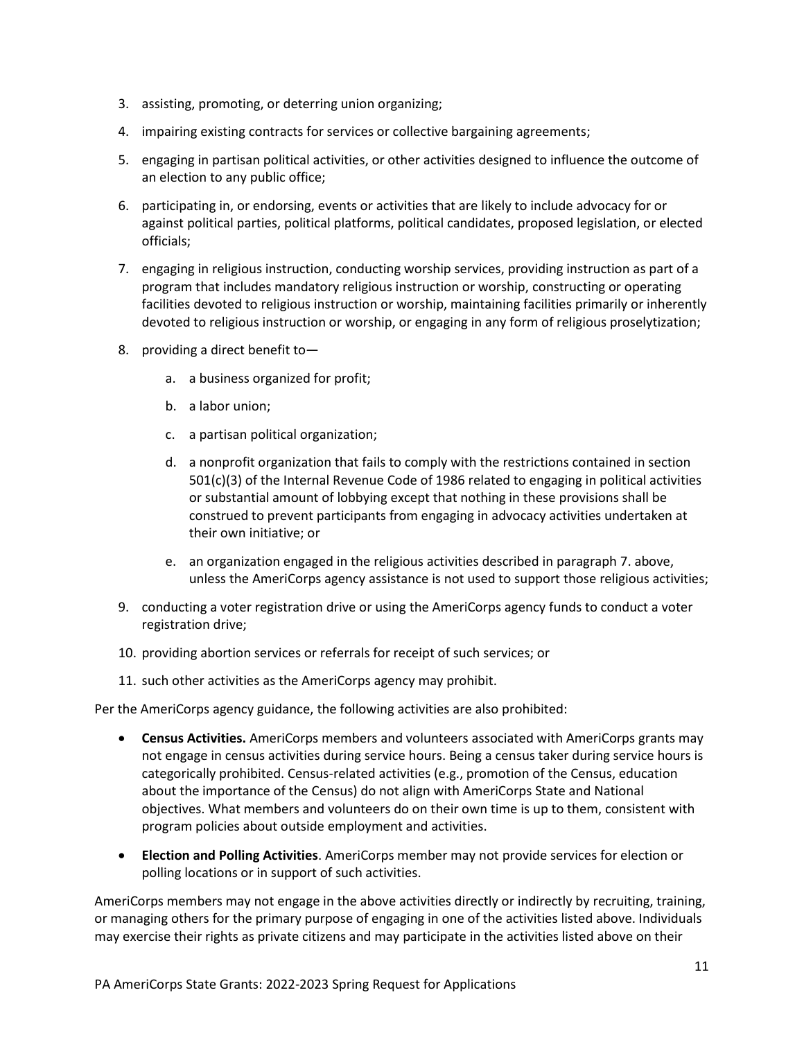3. assisting, promoting, or deterring union organizing;
4. impairing existing contracts for services or collective bargaining agreements;
5. engaging in partisan political activities, or other activities designed to influence the outcome of an election to any public office;
6. participating in, or endorsing, events or activities that are likely to include advocacy for or against political parties, political platforms, political candidates, proposed legislation, or elected officials;
7. engaging in religious instruction, conducting worship services, providing instruction as part of a program that includes mandatory religious instruction or worship, constructing or operating facilities devoted to religious instruction or worship, maintaining facilities primarily or inherently devoted to religious instruction or worship, or engaging in any form of religious proselytization;
8. providing a direct benefit to—
    a. a business organized for profit;
    b. a labor union;
    c. a partisan political organization;
    d. a nonprofit organization that fails to comply with the restrictions contained in section 501(c)(3) of the Internal Revenue Code of 1986 related to engaging in political activities or substantial amount of lobbying except that nothing in these provisions shall be construed to prevent participants from engaging in advocacy activities undertaken at their own initiative; or
    e. an organization engaged in the religious activities described in paragraph 7. above, unless the AmeriCorps agency assistance is not used to support those religious activities;
9. conducting a voter registration drive or using the AmeriCorps agency funds to conduct a voter registration drive;
10. providing abortion services or referrals for receipt of such services; or
11. such other activities as the AmeriCorps agency may prohibit.

Per the AmeriCorps agency guidance, the following activities are also prohibited:

- **Census Activities.** AmeriCorps members and volunteers associated with AmeriCorps grants may not engage in census activities during service hours. Being a census taker during service hours is categorically prohibited. Census-related activities (e.g., promotion of the Census, education about the importance of the Census) do not align with AmeriCorps State and National objectives. What members and volunteers do on their own time is up to them, consistent with program policies about outside employment and activities.
- **Election and Polling Activities**. AmeriCorps member may not provide services for election or polling locations or in support of such activities.

AmeriCorps members may not engage in the above activities directly or indirectly by recruiting, training, or managing others for the primary purpose of engaging in one of the activities listed above. Individuals may exercise their rights as private citizens and may participate in the activities listed above on their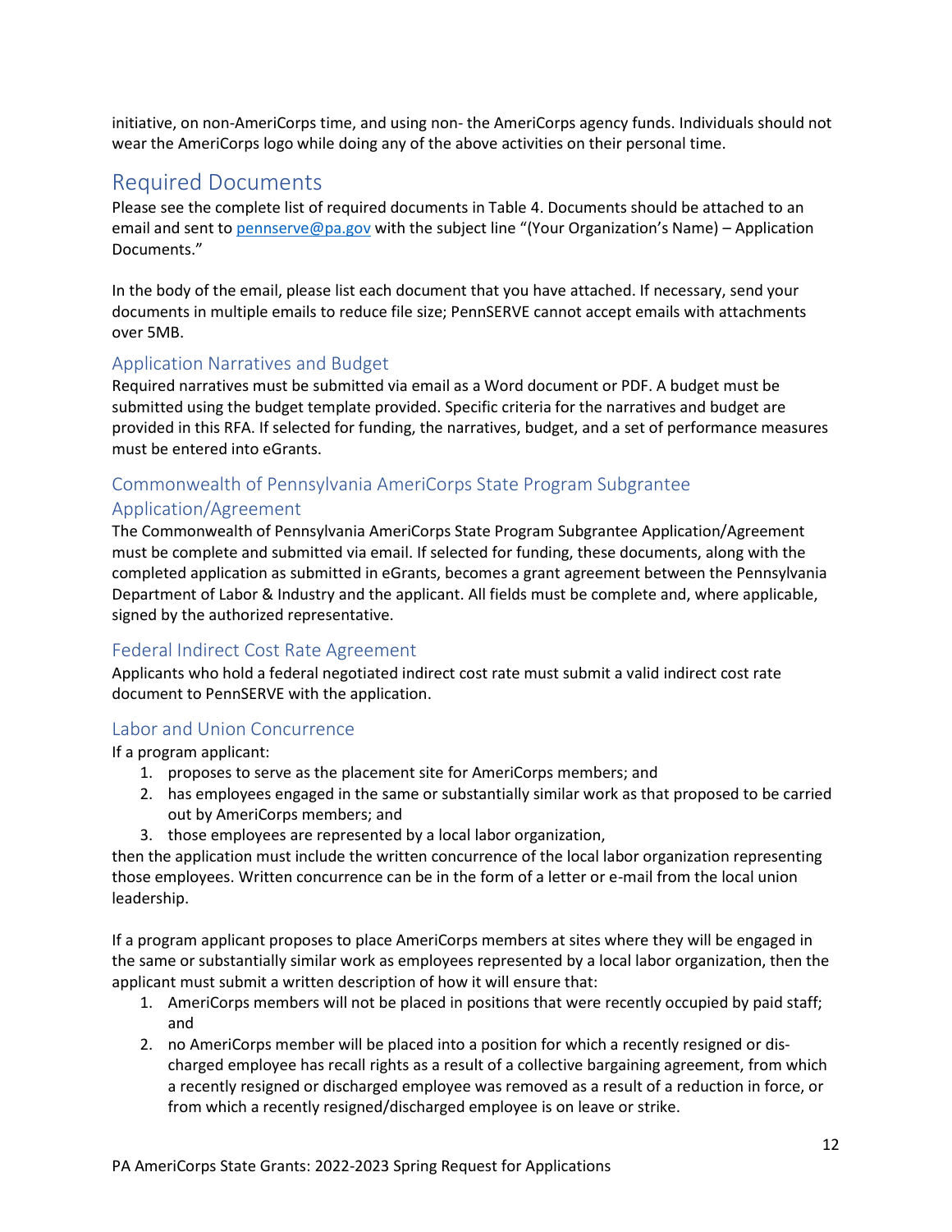initiative, on non-AmeriCorps time, and using non- the AmeriCorps agency funds. Individuals should not wear the AmeriCorps logo while doing any of the above activities on their personal time.

## Required Documents

Please see the complete list of required documents in Table 4. Documents should be attached to an email and sent to pennserve@pa.gov with the subject line "(Your Organization's Name) – Application Documents."

In the body of the email, please list each document that you have attached. If necessary, send your documents in multiple emails to reduce file size; PennSERVE cannot accept emails with attachments over 5MB.

### Application Narratives and Budget

Required narratives must be submitted via email as a Word document or PDF. A budget must be submitted using the budget template provided. Specific criteria for the narratives and budget are provided in this RFA. If selected for funding, the narratives, budget, and a set of performance measures must be entered into eGrants.

### Commonwealth of Pennsylvania AmeriCorps State Program Subgrantee Application/Agreement

The Commonwealth of Pennsylvania AmeriCorps State Program Subgrantee Application/Agreement must be complete and submitted via email. If selected for funding, these documents, along with the completed application as submitted in eGrants, becomes a grant agreement between the Pennsylvania Department of Labor & Industry and the applicant. All fields must be complete and, where applicable, signed by the authorized representative.

### Federal Indirect Cost Rate Agreement

Applicants who hold a federal negotiated indirect cost rate must submit a valid indirect cost rate document to PennSERVE with the application.

### Labor and Union Concurrence

If a program applicant:

1. proposes to serve as the placement site for AmeriCorps members; and
2. has employees engaged in the same or substantially similar work as that proposed to be carried out by AmeriCorps members; and
3. those employees are represented by a local labor organization,

then the application must include the written concurrence of the local labor organization representing those employees. Written concurrence can be in the form of a letter or e-mail from the local union leadership.

If a program applicant proposes to place AmeriCorps members at sites where they will be engaged in the same or substantially similar work as employees represented by a local labor organization, then the applicant must submit a written description of how it will ensure that:

1. AmeriCorps members will not be placed in positions that were recently occupied by paid staff; and
2. no AmeriCorps member will be placed into a position for which a recently resigned or discharged employee has recall rights as a result of a collective bargaining agreement, from which a recently resigned or discharged employee was removed as a result of a reduction in force, or from which a recently resigned/discharged employee is on leave or strike.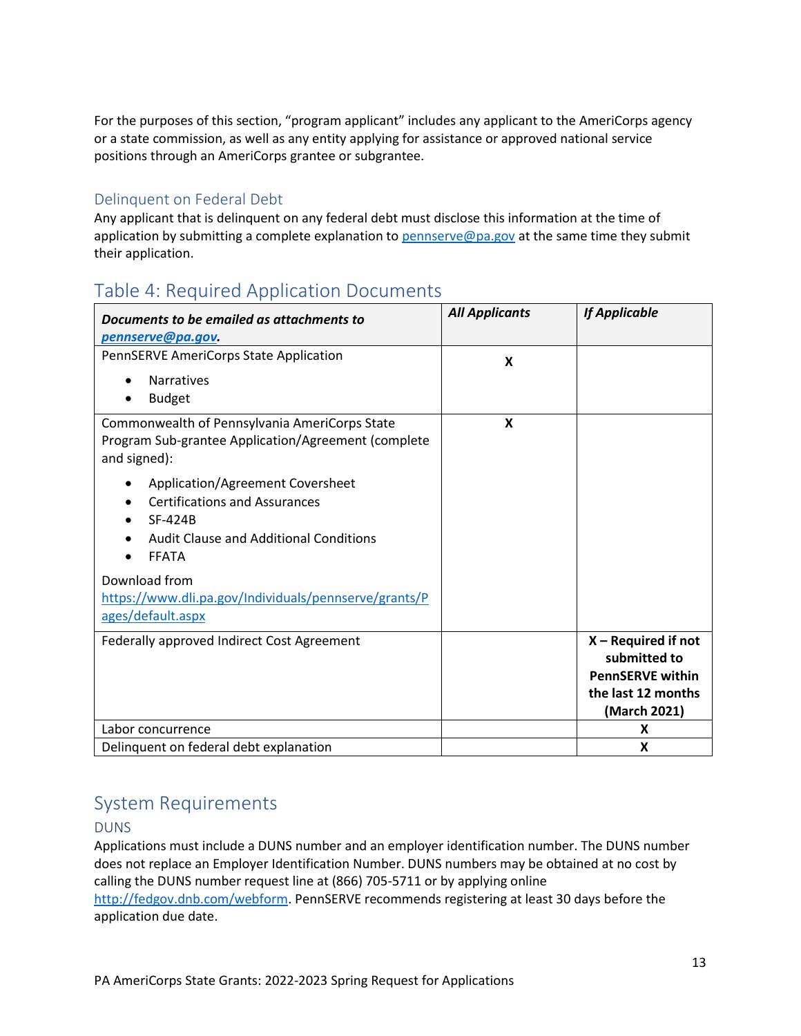For the purposes of this section, "program applicant" includes any applicant to the AmeriCorps agency or a state commission, as well as any entity applying for assistance or approved national service positions through an AmeriCorps grantee or subgrantee.

### Delinquent on Federal Debt

Any applicant that is delinquent on any federal debt must disclose this information at the time of application by submitting a complete explanation to pennserve@pa.gov at the same time they submit their application.

## Table 4: Required Application Documents

| ***Documents to be emailed as attachments to pennserve@pa.gov.*** | ***All Applicants*** | ***If Applicable*** |
|---|---|---|
| PennSERVE AmeriCorps State Application<br>• Narratives<br>• Budget | X | |
| Commonwealth of Pennsylvania AmeriCorps State Program Sub-grantee Application/Agreement (complete and signed):<br>• Application/Agreement Coversheet<br>• Certifications and Assurances<br>• SF-424B<br>• Audit Clause and Additional Conditions<br>• FFATA<br>Download from https://www.dli.pa.gov/Individuals/pennserve/grants/Pages/default.aspx | X | |
| Federally approved Indirect Cost Agreement | | **X – Required if not submitted to PennSERVE within the last 12 months (March 2021)** |
| Labor concurrence | | **X** |
| Delinquent on federal debt explanation | | **X** |

## System Requirements

### DUNS

Applications must include a DUNS number and an employer identification number. The DUNS number does not replace an Employer Identification Number. DUNS numbers may be obtained at no cost by calling the DUNS number request line at (866) 705-5711 or by applying online http://fedgov.dnb.com/webform. PennSERVE recommends registering at least 30 days before the application due date.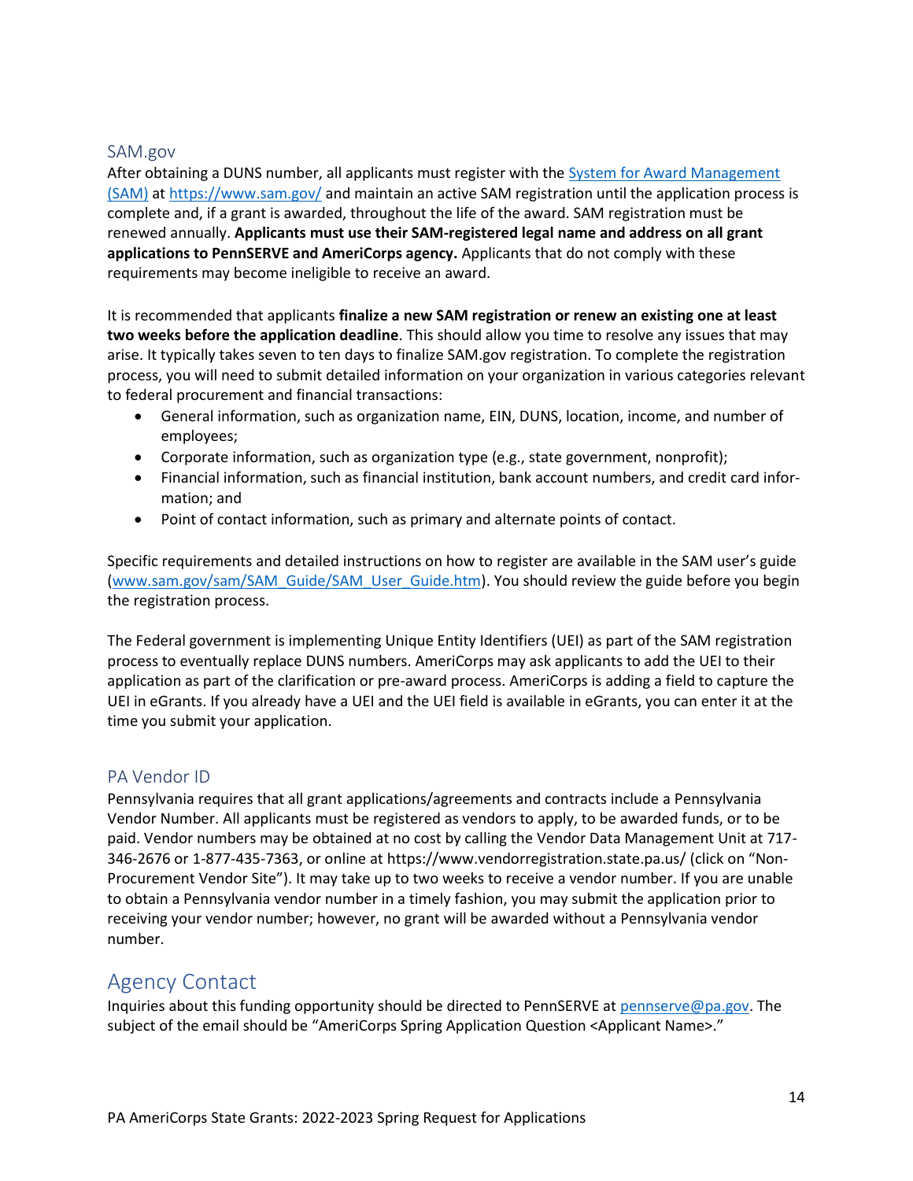### SAM.gov

After obtaining a DUNS number, all applicants must register with the [System for Award Management (SAM)](https://www.sam.gov/) at https://www.sam.gov/ and maintain an active SAM registration until the application process is complete and, if a grant is awarded, throughout the life of the award. SAM registration must be renewed annually. **Applicants must use their SAM-registered legal name and address on all grant applications to PennSERVE and AmeriCorps agency.** Applicants that do not comply with these requirements may become ineligible to receive an award.

It is recommended that applicants **finalize a new SAM registration or renew an existing one at least two weeks before the application deadline**. This should allow you time to resolve any issues that may arise. It typically takes seven to ten days to finalize SAM.gov registration. To complete the registration process, you will need to submit detailed information on your organization in various categories relevant to federal procurement and financial transactions:

- General information, such as organization name, EIN, DUNS, location, income, and number of employees;
- Corporate information, such as organization type (e.g., state government, nonprofit);
- Financial information, such as financial institution, bank account numbers, and credit card information; and
- Point of contact information, such as primary and alternate points of contact.

Specific requirements and detailed instructions on how to register are available in the SAM user's guide (www.sam.gov/sam/SAM_Guide/SAM_User_Guide.htm). You should review the guide before you begin the registration process.

The Federal government is implementing Unique Entity Identifiers (UEI) as part of the SAM registration process to eventually replace DUNS numbers. AmeriCorps may ask applicants to add the UEI to their application as part of the clarification or pre-award process. AmeriCorps is adding a field to capture the UEI in eGrants. If you already have a UEI and the UEI field is available in eGrants, you can enter it at the time you submit your application.

### PA Vendor ID

Pennsylvania requires that all grant applications/agreements and contracts include a Pennsylvania Vendor Number. All applicants must be registered as vendors to apply, to be awarded funds, or to be paid. Vendor numbers may be obtained at no cost by calling the Vendor Data Management Unit at 717-346-2676 or 1-877-435-7363, or online at https://www.vendorregistration.state.pa.us/ (click on "Non-Procurement Vendor Site"). It may take up to two weeks to receive a vendor number. If you are unable to obtain a Pennsylvania vendor number in a timely fashion, you may submit the application prior to receiving your vendor number; however, no grant will be awarded without a Pennsylvania vendor number.

## Agency Contact

Inquiries about this funding opportunity should be directed to PennSERVE at pennserve@pa.gov. The subject of the email should be "AmeriCorps Spring Application Question <Applicant Name>."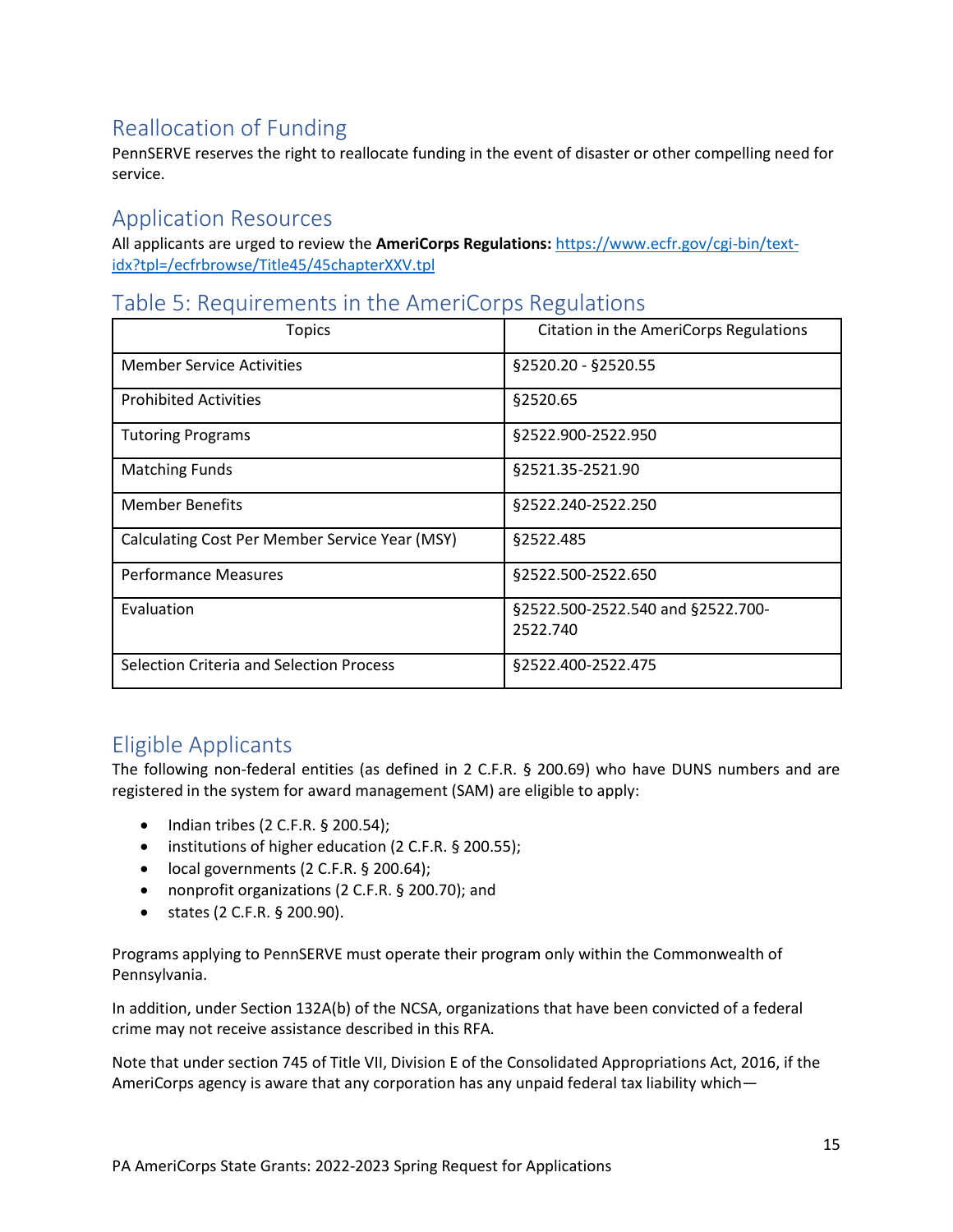## Reallocation of Funding

PennSERVE reserves the right to reallocate funding in the event of disaster or other compelling need for service.

## Application Resources

All applicants are urged to review the **AmeriCorps Regulations:** [https://www.ecfr.gov/cgi-bin/text-idx?tpl=/ecfrbrowse/Title45/45chapterXXV.tpl](https://www.ecfr.gov/cgi-bin/text-idx?tpl=/ecfrbrowse/Title45/45chapterXXV.tpl)

## Table 5: Requirements in the AmeriCorps Regulations

| Topics | Citation in the AmeriCorps Regulations |
|---|---|
| Member Service Activities | §2520.20 - §2520.55 |
| Prohibited Activities | §2520.65 |
| Tutoring Programs | §2522.900-2522.950 |
| Matching Funds | §2521.35-2521.90 |
| Member Benefits | §2522.240-2522.250 |
| Calculating Cost Per Member Service Year (MSY) | §2522.485 |
| Performance Measures | §2522.500-2522.650 |
| Evaluation | §2522.500-2522.540 and §2522.700-2522.740 |
| Selection Criteria and Selection Process | §2522.400-2522.475 |

## Eligible Applicants

The following non-federal entities (as defined in 2 C.F.R. § 200.69) who have DUNS numbers and are registered in the system for award management (SAM) are eligible to apply:

- Indian tribes (2 C.F.R. § 200.54);
- institutions of higher education (2 C.F.R. § 200.55);
- local governments (2 C.F.R. § 200.64);
- nonprofit organizations (2 C.F.R. § 200.70); and
- states (2 C.F.R. § 200.90).

Programs applying to PennSERVE must operate their program only within the Commonwealth of Pennsylvania.

In addition, under Section 132A(b) of the NCSA, organizations that have been convicted of a federal crime may not receive assistance described in this RFA.

Note that under section 745 of Title VII, Division E of the Consolidated Appropriations Act, 2016, if the AmeriCorps agency is aware that any corporation has any unpaid federal tax liability which—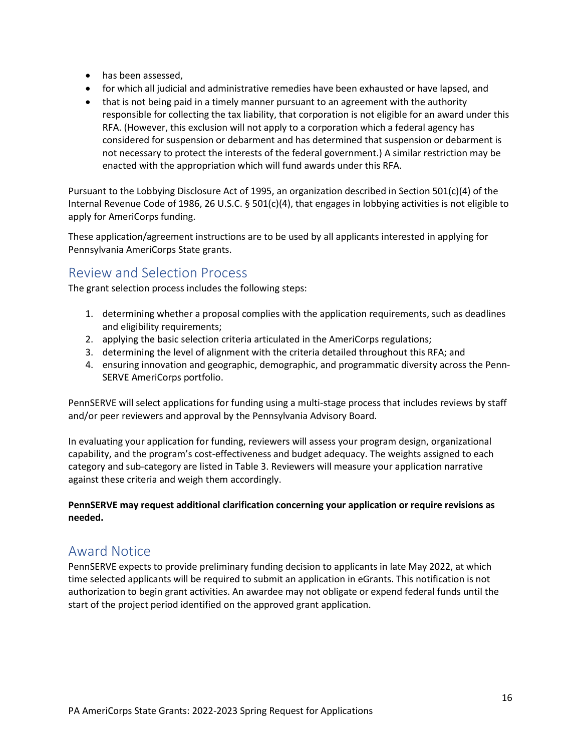- has been assessed,
- for which all judicial and administrative remedies have been exhausted or have lapsed, and
- that is not being paid in a timely manner pursuant to an agreement with the authority responsible for collecting the tax liability, that corporation is not eligible for an award under this RFA. (However, this exclusion will not apply to a corporation which a federal agency has considered for suspension or debarment and has determined that suspension or debarment is not necessary to protect the interests of the federal government.) A similar restriction may be enacted with the appropriation which will fund awards under this RFA.

Pursuant to the Lobbying Disclosure Act of 1995, an organization described in Section 501(c)(4) of the Internal Revenue Code of 1986, 26 U.S.C. § 501(c)(4), that engages in lobbying activities is not eligible to apply for AmeriCorps funding.

These application/agreement instructions are to be used by all applicants interested in applying for Pennsylvania AmeriCorps State grants.

## Review and Selection Process

The grant selection process includes the following steps:

1. determining whether a proposal complies with the application requirements, such as deadlines and eligibility requirements;
2. applying the basic selection criteria articulated in the AmeriCorps regulations;
3. determining the level of alignment with the criteria detailed throughout this RFA; and
4. ensuring innovation and geographic, demographic, and programmatic diversity across the Penn-SERVE AmeriCorps portfolio.

PennSERVE will select applications for funding using a multi-stage process that includes reviews by staff and/or peer reviewers and approval by the Pennsylvania Advisory Board.

In evaluating your application for funding, reviewers will assess your program design, organizational capability, and the program's cost-effectiveness and budget adequacy. The weights assigned to each category and sub-category are listed in Table 3. Reviewers will measure your application narrative against these criteria and weigh them accordingly.

**PennSERVE may request additional clarification concerning your application or require revisions as needed.**

## Award Notice

PennSERVE expects to provide preliminary funding decision to applicants in late May 2022, at which time selected applicants will be required to submit an application in eGrants. This notification is not authorization to begin grant activities. An awardee may not obligate or expend federal funds until the start of the project period identified on the approved grant application.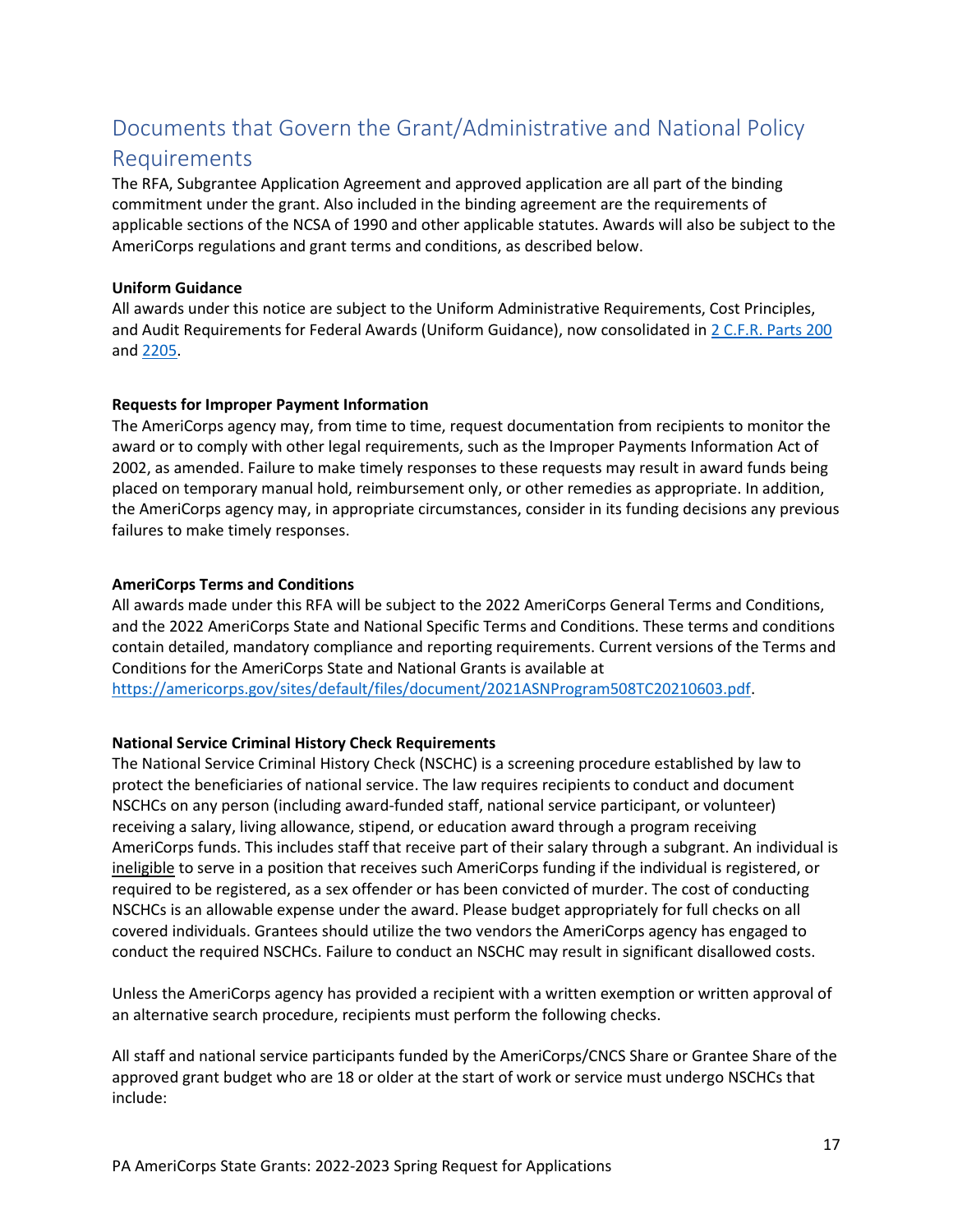## Documents that Govern the Grant/Administrative and National Policy Requirements

The RFA, Subgrantee Application Agreement and approved application are all part of the binding commitment under the grant. Also included in the binding agreement are the requirements of applicable sections of the NCSA of 1990 and other applicable statutes. Awards will also be subject to the AmeriCorps regulations and grant terms and conditions, as described below.

**Uniform Guidance**

All awards under this notice are subject to the Uniform Administrative Requirements, Cost Principles, and Audit Requirements for Federal Awards (Uniform Guidance), now consolidated in 2 C.F.R. Parts 200 and 2205.

**Requests for Improper Payment Information**

The AmeriCorps agency may, from time to time, request documentation from recipients to monitor the award or to comply with other legal requirements, such as the Improper Payments Information Act of 2002, as amended. Failure to make timely responses to these requests may result in award funds being placed on temporary manual hold, reimbursement only, or other remedies as appropriate. In addition, the AmeriCorps agency may, in appropriate circumstances, consider in its funding decisions any previous failures to make timely responses.

**AmeriCorps Terms and Conditions**

All awards made under this RFA will be subject to the 2022 AmeriCorps General Terms and Conditions, and the 2022 AmeriCorps State and National Specific Terms and Conditions. These terms and conditions contain detailed, mandatory compliance and reporting requirements. Current versions of the Terms and Conditions for the AmeriCorps State and National Grants is available at https://americorps.gov/sites/default/files/document/2021ASNProgram508TC20210603.pdf.

**National Service Criminal History Check Requirements**

The National Service Criminal History Check (NSCHC) is a screening procedure established by law to protect the beneficiaries of national service. The law requires recipients to conduct and document NSCHCs on any person (including award-funded staff, national service participant, or volunteer) receiving a salary, living allowance, stipend, or education award through a program receiving AmeriCorps funds. This includes staff that receive part of their salary through a subgrant. An individual is ineligible to serve in a position that receives such AmeriCorps funding if the individual is registered, or required to be registered, as a sex offender or has been convicted of murder. The cost of conducting NSCHCs is an allowable expense under the award. Please budget appropriately for full checks on all covered individuals. Grantees should utilize the two vendors the AmeriCorps agency has engaged to conduct the required NSCHCs. Failure to conduct an NSCHC may result in significant disallowed costs.

Unless the AmeriCorps agency has provided a recipient with a written exemption or written approval of an alternative search procedure, recipients must perform the following checks.

All staff and national service participants funded by the AmeriCorps/CNCS Share or Grantee Share of the approved grant budget who are 18 or older at the start of work or service must undergo NSCHCs that include: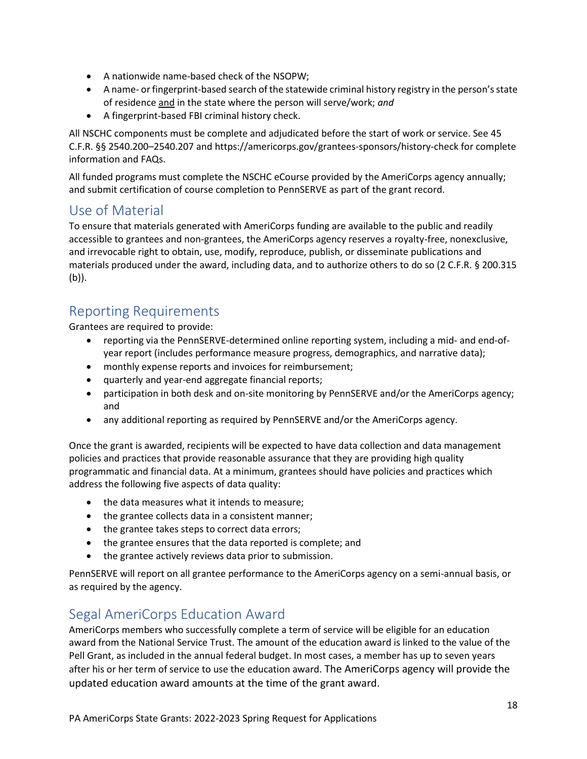- A nationwide name-based check of the NSOPW;
- A name- or fingerprint-based search of the statewide criminal history registry in the person's state of residence <u>and</u> in the state where the person will serve/work; *and*
- A fingerprint-based FBI criminal history check.

All NSCHC components must be complete and adjudicated before the start of work or service. See 45 C.F.R. §§ 2540.200–2540.207 and https://americorps.gov/grantees-sponsors/history-check for complete information and FAQs.

All funded programs must complete the NSCHC eCourse provided by the AmeriCorps agency annually; and submit certification of course completion to PennSERVE as part of the grant record.

## Use of Material

To ensure that materials generated with AmeriCorps funding are available to the public and readily accessible to grantees and non-grantees, the AmeriCorps agency reserves a royalty-free, nonexclusive, and irrevocable right to obtain, use, modify, reproduce, publish, or disseminate publications and materials produced under the award, including data, and to authorize others to do so (2 C.F.R. § 200.315 (b)).

## Reporting Requirements

Grantees are required to provide:

- reporting via the PennSERVE-determined online reporting system, including a mid- and end-of-year report (includes performance measure progress, demographics, and narrative data);
- monthly expense reports and invoices for reimbursement;
- quarterly and year-end aggregate financial reports;
- participation in both desk and on-site monitoring by PennSERVE and/or the AmeriCorps agency; and
- any additional reporting as required by PennSERVE and/or the AmeriCorps agency.

Once the grant is awarded, recipients will be expected to have data collection and data management policies and practices that provide reasonable assurance that they are providing high quality programmatic and financial data. At a minimum, grantees should have policies and practices which address the following five aspects of data quality:

- the data measures what it intends to measure;
- the grantee collects data in a consistent manner;
- the grantee takes steps to correct data errors;
- the grantee ensures that the data reported is complete; and
- the grantee actively reviews data prior to submission.

PennSERVE will report on all grantee performance to the AmeriCorps agency on a semi-annual basis, or as required by the agency.

## Segal AmeriCorps Education Award

AmeriCorps members who successfully complete a term of service will be eligible for an education award from the National Service Trust. The amount of the education award is linked to the value of the Pell Grant, as included in the annual federal budget. In most cases, a member has up to seven years after his or her term of service to use the education award. The AmeriCorps agency will provide the updated education award amounts at the time of the grant award.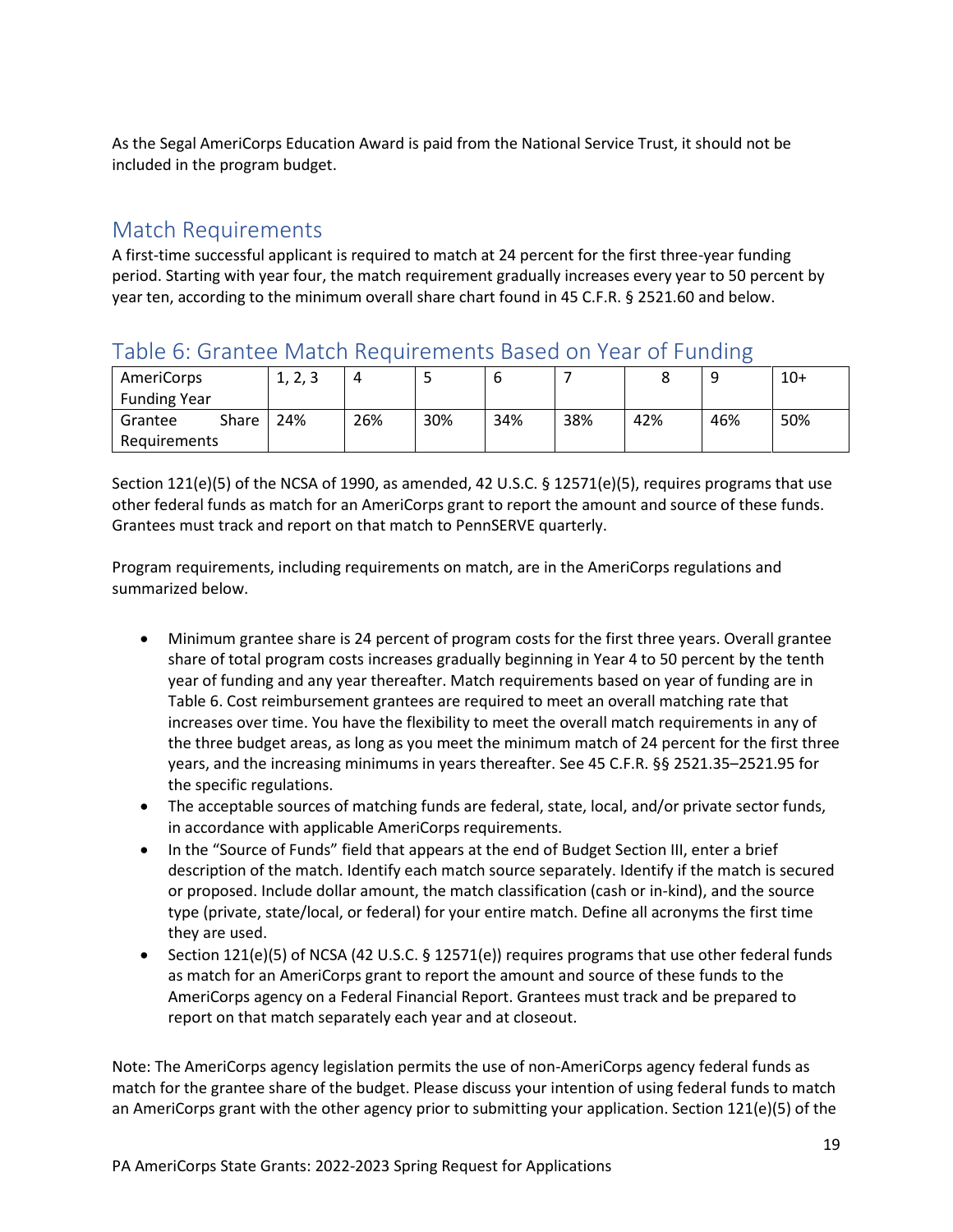As the Segal AmeriCorps Education Award is paid from the National Service Trust, it should not be included in the program budget.

## Match Requirements

A first-time successful applicant is required to match at 24 percent for the first three-year funding period. Starting with year four, the match requirement gradually increases every year to 50 percent by year ten, according to the minimum overall share chart found in 45 C.F.R. § 2521.60 and below.

## Table 6: Grantee Match Requirements Based on Year of Funding

| AmeriCorps Funding Year | 1, 2, 3 | 4 | 5 | 6 | 7 | 8 | 9 | 10+ |
|---|---|---|---|---|---|---|---|---|
| Grantee Share Requirements | 24% | 26% | 30% | 34% | 38% | 42% | 46% | 50% |

Section 121(e)(5) of the NCSA of 1990, as amended, 42 U.S.C. § 12571(e)(5), requires programs that use other federal funds as match for an AmeriCorps grant to report the amount and source of these funds. Grantees must track and report on that match to PennSERVE quarterly.

Program requirements, including requirements on match, are in the AmeriCorps regulations and summarized below.

- Minimum grantee share is 24 percent of program costs for the first three years. Overall grantee share of total program costs increases gradually beginning in Year 4 to 50 percent by the tenth year of funding and any year thereafter. Match requirements based on year of funding are in Table 6. Cost reimbursement grantees are required to meet an overall matching rate that increases over time. You have the flexibility to meet the overall match requirements in any of the three budget areas, as long as you meet the minimum match of 24 percent for the first three years, and the increasing minimums in years thereafter. See 45 C.F.R. §§ 2521.35–2521.95 for the specific regulations.
- The acceptable sources of matching funds are federal, state, local, and/or private sector funds, in accordance with applicable AmeriCorps requirements.
- In the "Source of Funds" field that appears at the end of Budget Section III, enter a brief description of the match. Identify each match source separately. Identify if the match is secured or proposed. Include dollar amount, the match classification (cash or in-kind), and the source type (private, state/local, or federal) for your entire match. Define all acronyms the first time they are used.
- Section 121(e)(5) of NCSA (42 U.S.C. § 12571(e)) requires programs that use other federal funds as match for an AmeriCorps grant to report the amount and source of these funds to the AmeriCorps agency on a Federal Financial Report. Grantees must track and be prepared to report on that match separately each year and at closeout.

Note: The AmeriCorps agency legislation permits the use of non-AmeriCorps agency federal funds as match for the grantee share of the budget. Please discuss your intention of using federal funds to match an AmeriCorps grant with the other agency prior to submitting your application. Section 121(e)(5) of the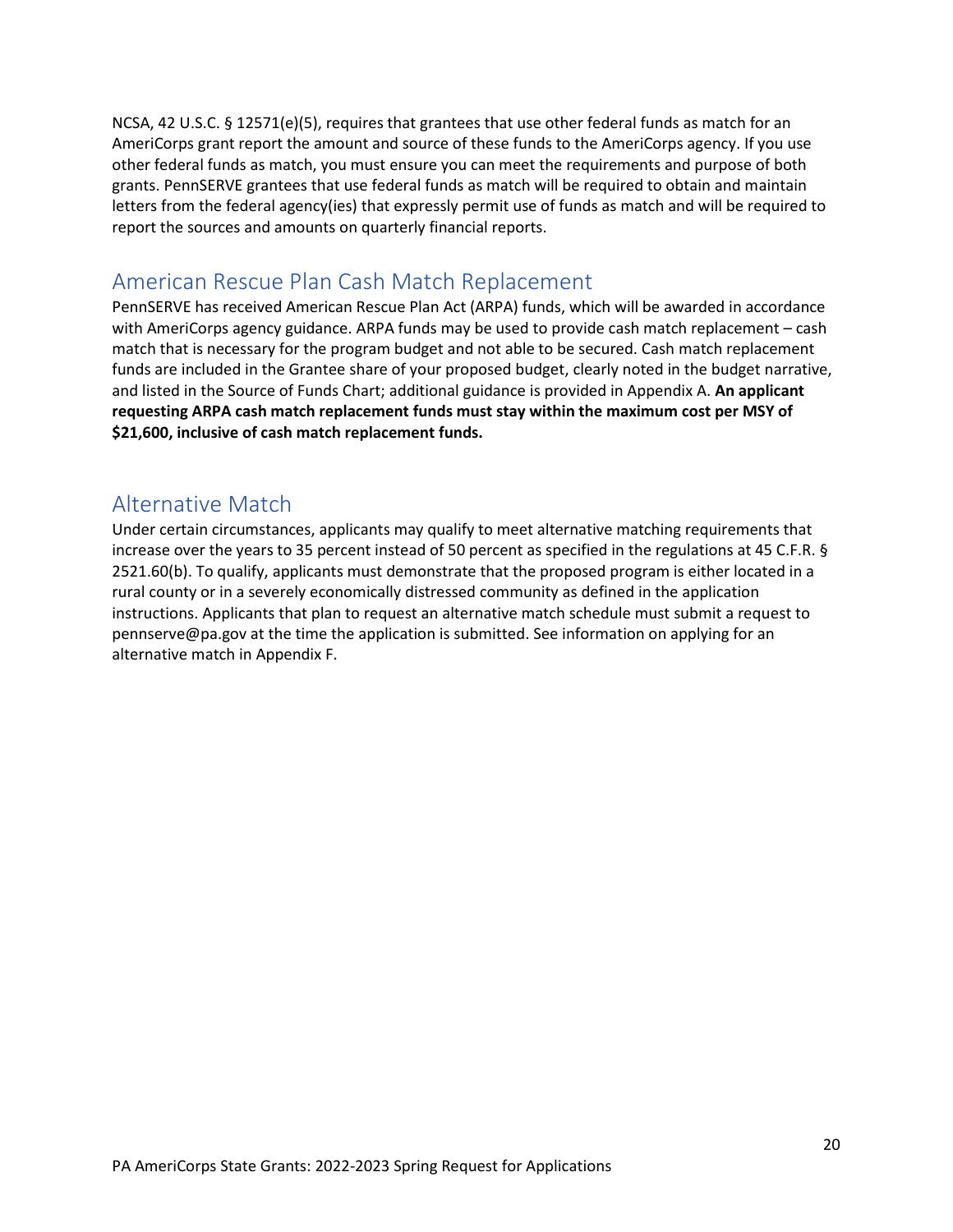NCSA, 42 U.S.C. § 12571(e)(5), requires that grantees that use other federal funds as match for an AmeriCorps grant report the amount and source of these funds to the AmeriCorps agency. If you use other federal funds as match, you must ensure you can meet the requirements and purpose of both grants. PennSERVE grantees that use federal funds as match will be required to obtain and maintain letters from the federal agency(ies) that expressly permit use of funds as match and will be required to report the sources and amounts on quarterly financial reports.

## American Rescue Plan Cash Match Replacement

PennSERVE has received American Rescue Plan Act (ARPA) funds, which will be awarded in accordance with AmeriCorps agency guidance. ARPA funds may be used to provide cash match replacement – cash match that is necessary for the program budget and not able to be secured. Cash match replacement funds are included in the Grantee share of your proposed budget, clearly noted in the budget narrative, and listed in the Source of Funds Chart; additional guidance is provided in Appendix A. **An applicant requesting ARPA cash match replacement funds must stay within the maximum cost per MSY of $21,600, inclusive of cash match replacement funds.**

## Alternative Match

Under certain circumstances, applicants may qualify to meet alternative matching requirements that increase over the years to 35 percent instead of 50 percent as specified in the regulations at 45 C.F.R. § 2521.60(b). To qualify, applicants must demonstrate that the proposed program is either located in a rural county or in a severely economically distressed community as defined in the application instructions. Applicants that plan to request an alternative match schedule must submit a request to pennserve@pa.gov at the time the application is submitted. See information on applying for an alternative match in Appendix F.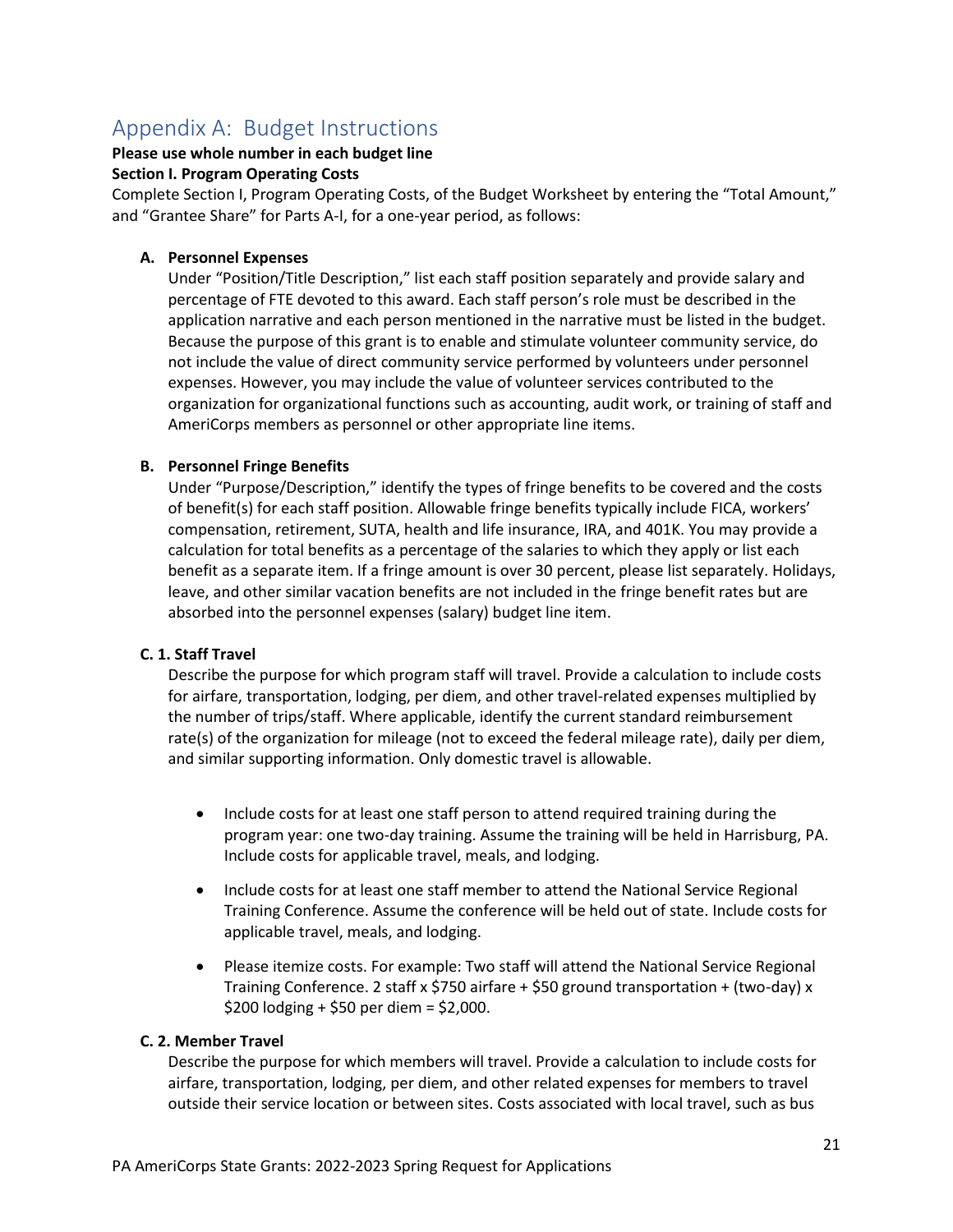## Appendix A: Budget Instructions

**Please use whole number in each budget line**

**Section I. Program Operating Costs**

Complete Section I, Program Operating Costs, of the Budget Worksheet by entering the "Total Amount," and "Grantee Share" for Parts A-I, for a one-year period, as follows:

**A. Personnel Expenses**

Under "Position/Title Description," list each staff position separately and provide salary and percentage of FTE devoted to this award. Each staff person's role must be described in the application narrative and each person mentioned in the narrative must be listed in the budget. Because the purpose of this grant is to enable and stimulate volunteer community service, do not include the value of direct community service performed by volunteers under personnel expenses. However, you may include the value of volunteer services contributed to the organization for organizational functions such as accounting, audit work, or training of staff and AmeriCorps members as personnel or other appropriate line items.

**B. Personnel Fringe Benefits**

Under "Purpose/Description," identify the types of fringe benefits to be covered and the costs of benefit(s) for each staff position. Allowable fringe benefits typically include FICA, workers' compensation, retirement, SUTA, health and life insurance, IRA, and 401K. You may provide a calculation for total benefits as a percentage of the salaries to which they apply or list each benefit as a separate item. If a fringe amount is over 30 percent, please list separately. Holidays, leave, and other similar vacation benefits are not included in the fringe benefit rates but are absorbed into the personnel expenses (salary) budget line item.

**C. 1. Staff Travel**

Describe the purpose for which program staff will travel. Provide a calculation to include costs for airfare, transportation, lodging, per diem, and other travel-related expenses multiplied by the number of trips/staff. Where applicable, identify the current standard reimbursement rate(s) of the organization for mileage (not to exceed the federal mileage rate), daily per diem, and similar supporting information. Only domestic travel is allowable.

- Include costs for at least one staff person to attend required training during the program year: one two-day training. Assume the training will be held in Harrisburg, PA. Include costs for applicable travel, meals, and lodging.
- Include costs for at least one staff member to attend the National Service Regional Training Conference. Assume the conference will be held out of state. Include costs for applicable travel, meals, and lodging.
- Please itemize costs. For example: Two staff will attend the National Service Regional Training Conference. 2 staff x $750 airfare + $50 ground transportation + (two-day) x $200 lodging + $50 per diem = $2,000.

**C. 2. Member Travel**

Describe the purpose for which members will travel. Provide a calculation to include costs for airfare, transportation, lodging, per diem, and other related expenses for members to travel outside their service location or between sites. Costs associated with local travel, such as bus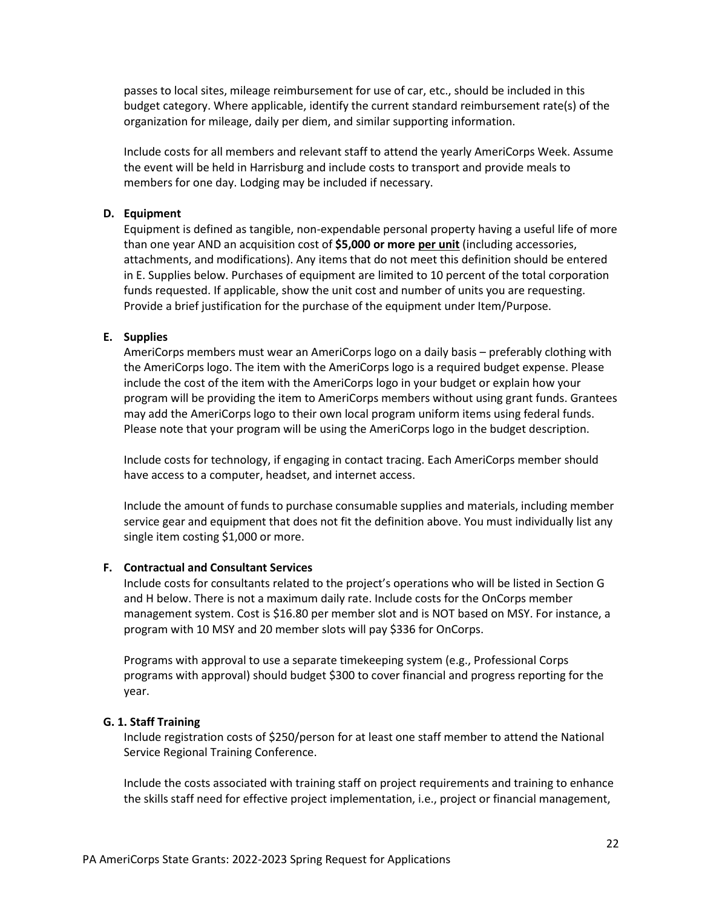passes to local sites, mileage reimbursement for use of car, etc., should be included in this budget category. Where applicable, identify the current standard reimbursement rate(s) of the organization for mileage, daily per diem, and similar supporting information.

Include costs for all members and relevant staff to attend the yearly AmeriCorps Week. Assume the event will be held in Harrisburg and include costs to transport and provide meals to members for one day. Lodging may be included if necessary.

**D. Equipment**

Equipment is defined as tangible, non-expendable personal property having a useful life of more than one year AND an acquisition cost of **$5,000 or more per unit** (including accessories, attachments, and modifications). Any items that do not meet this definition should be entered in E. Supplies below. Purchases of equipment are limited to 10 percent of the total corporation funds requested. If applicable, show the unit cost and number of units you are requesting. Provide a brief justification for the purchase of the equipment under Item/Purpose.

**E. Supplies**

AmeriCorps members must wear an AmeriCorps logo on a daily basis – preferably clothing with the AmeriCorps logo. The item with the AmeriCorps logo is a required budget expense. Please include the cost of the item with the AmeriCorps logo in your budget or explain how your program will be providing the item to AmeriCorps members without using grant funds. Grantees may add the AmeriCorps logo to their own local program uniform items using federal funds. Please note that your program will be using the AmeriCorps logo in the budget description.

Include costs for technology, if engaging in contact tracing. Each AmeriCorps member should have access to a computer, headset, and internet access.

Include the amount of funds to purchase consumable supplies and materials, including member service gear and equipment that does not fit the definition above. You must individually list any single item costing $1,000 or more.

**F. Contractual and Consultant Services**

Include costs for consultants related to the project's operations who will be listed in Section G and H below. There is not a maximum daily rate. Include costs for the OnCorps member management system. Cost is $16.80 per member slot and is NOT based on MSY. For instance, a program with 10 MSY and 20 member slots will pay $336 for OnCorps.

Programs with approval to use a separate timekeeping system (e.g., Professional Corps programs with approval) should budget $300 to cover financial and progress reporting for the year.

**G. 1. Staff Training**

Include registration costs of $250/person for at least one staff member to attend the National Service Regional Training Conference.

Include the costs associated with training staff on project requirements and training to enhance the skills staff need for effective project implementation, i.e., project or financial management,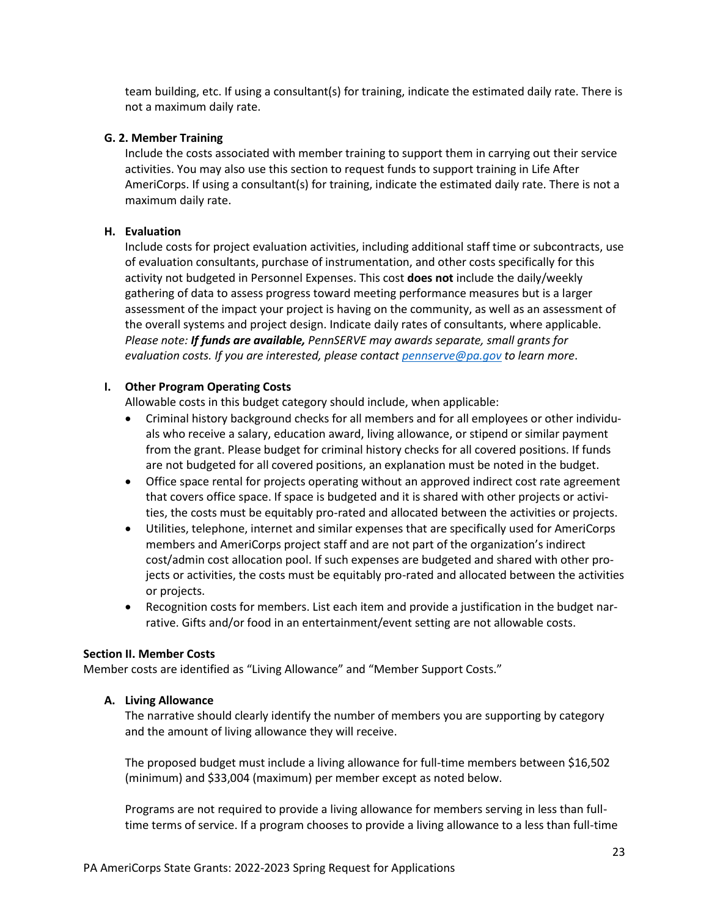team building, etc. If using a consultant(s) for training, indicate the estimated daily rate. There is not a maximum daily rate.

#### G. 2. Member Training

Include the costs associated with member training to support them in carrying out their service activities. You may also use this section to request funds to support training in Life After AmeriCorps. If using a consultant(s) for training, indicate the estimated daily rate. There is not a maximum daily rate.

#### H. Evaluation

Include costs for project evaluation activities, including additional staff time or subcontracts, use of evaluation consultants, purchase of instrumentation, and other costs specifically for this activity not budgeted in Personnel Expenses. This cost **does not** include the daily/weekly gathering of data to assess progress toward meeting performance measures but is a larger assessment of the impact your project is having on the community, as well as an assessment of the overall systems and project design. Indicate daily rates of consultants, where applicable. *Please note: **If funds are available,** PennSERVE may awards separate, small grants for evaluation costs. If you are interested, please contact [pennserve@pa.gov](mailto:pennserve@pa.gov) to learn more*.

#### I. Other Program Operating Costs

Allowable costs in this budget category should include, when applicable:

- Criminal history background checks for all members and for all employees or other individuals who receive a salary, education award, living allowance, or stipend or similar payment from the grant. Please budget for criminal history checks for all covered positions. If funds are not budgeted for all covered positions, an explanation must be noted in the budget.
- Office space rental for projects operating without an approved indirect cost rate agreement that covers office space. If space is budgeted and it is shared with other projects or activities, the costs must be equitably pro-rated and allocated between the activities or projects.
- Utilities, telephone, internet and similar expenses that are specifically used for AmeriCorps members and AmeriCorps project staff and are not part of the organization's indirect cost/admin cost allocation pool. If such expenses are budgeted and shared with other projects or activities, the costs must be equitably pro-rated and allocated between the activities or projects.
- Recognition costs for members. List each item and provide a justification in the budget narrative. Gifts and/or food in an entertainment/event setting are not allowable costs.

### Section II. Member Costs

Member costs are identified as "Living Allowance" and "Member Support Costs."

#### A. Living Allowance

The narrative should clearly identify the number of members you are supporting by category and the amount of living allowance they will receive.

The proposed budget must include a living allowance for full-time members between $16,502 (minimum) and $33,004 (maximum) per member except as noted below.

Programs are not required to provide a living allowance for members serving in less than full-time terms of service. If a program chooses to provide a living allowance to a less than full-time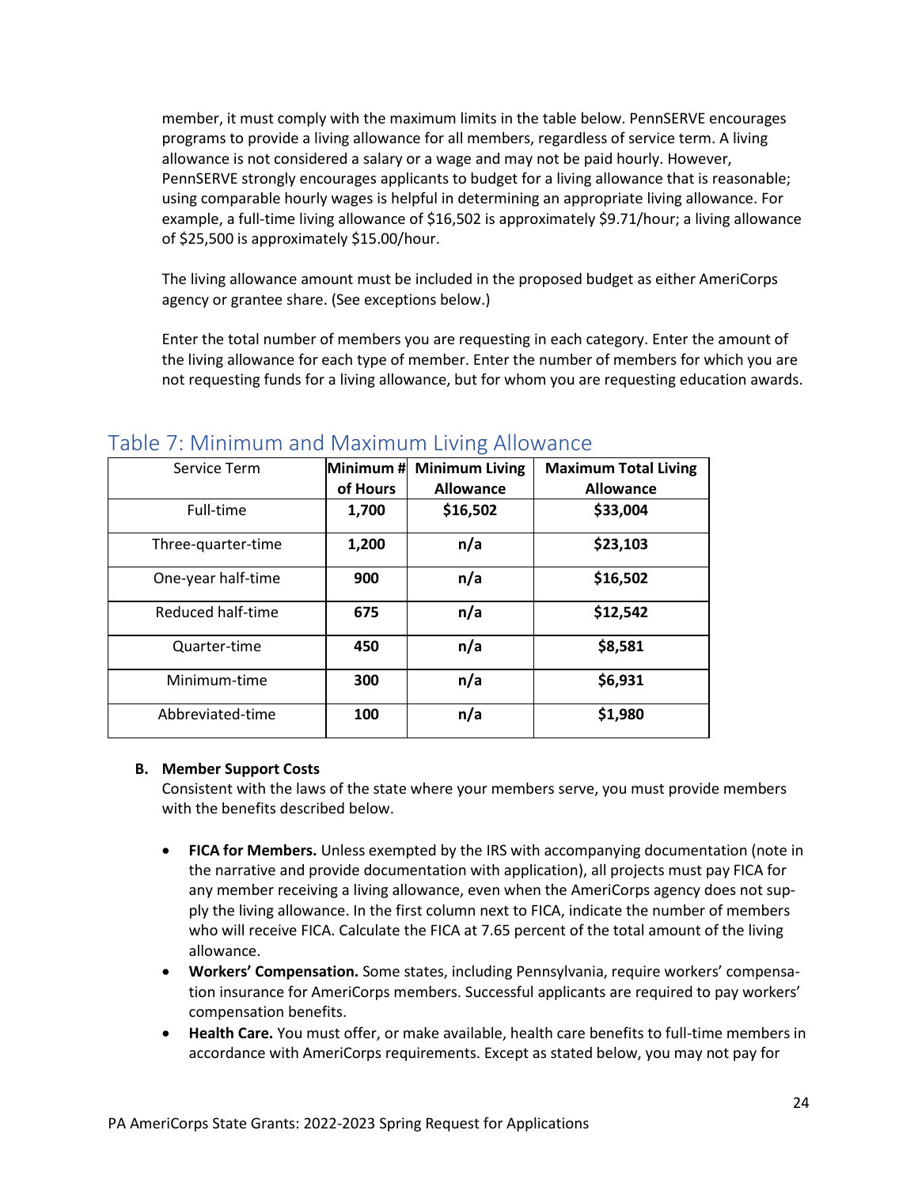member, it must comply with the maximum limits in the table below. PennSERVE encourages programs to provide a living allowance for all members, regardless of service term. A living allowance is not considered a salary or a wage and may not be paid hourly. However, PennSERVE strongly encourages applicants to budget for a living allowance that is reasonable; using comparable hourly wages is helpful in determining an appropriate living allowance. For example, a full-time living allowance of $16,502 is approximately $9.71/hour; a living allowance of $25,500 is approximately $15.00/hour.

The living allowance amount must be included in the proposed budget as either AmeriCorps agency or grantee share. (See exceptions below.)

Enter the total number of members you are requesting in each category. Enter the amount of the living allowance for each type of member. Enter the number of members for which you are not requesting funds for a living allowance, but for whom you are requesting education awards.

## Table 7: Minimum and Maximum Living Allowance

| Service Term | Minimum # of Hours | Minimum Living Allowance | Maximum Total Living Allowance |
|---|---|---|---|
| Full-time | **1,700** | **$16,502** | **$33,004** |
| Three-quarter-time | **1,200** | **n/a** | **$23,103** |
| One-year half-time | **900** | **n/a** | **$16,502** |
| Reduced half-time | **675** | **n/a** | **$12,542** |
| Quarter-time | **450** | **n/a** | **$8,581** |
| Minimum-time | **300** | **n/a** | **$6,931** |
| Abbreviated-time | **100** | **n/a** | **$1,980** |

**B. Member Support Costs**

Consistent with the laws of the state where your members serve, you must provide members with the benefits described below.

- **FICA for Members.** Unless exempted by the IRS with accompanying documentation (note in the narrative and provide documentation with application), all projects must pay FICA for any member receiving a living allowance, even when the AmeriCorps agency does not supply the living allowance. In the first column next to FICA, indicate the number of members who will receive FICA. Calculate the FICA at 7.65 percent of the total amount of the living allowance.
- **Workers' Compensation.** Some states, including Pennsylvania, require workers' compensation insurance for AmeriCorps members. Successful applicants are required to pay workers' compensation benefits.
- **Health Care.** You must offer, or make available, health care benefits to full-time members in accordance with AmeriCorps requirements. Except as stated below, you may not pay for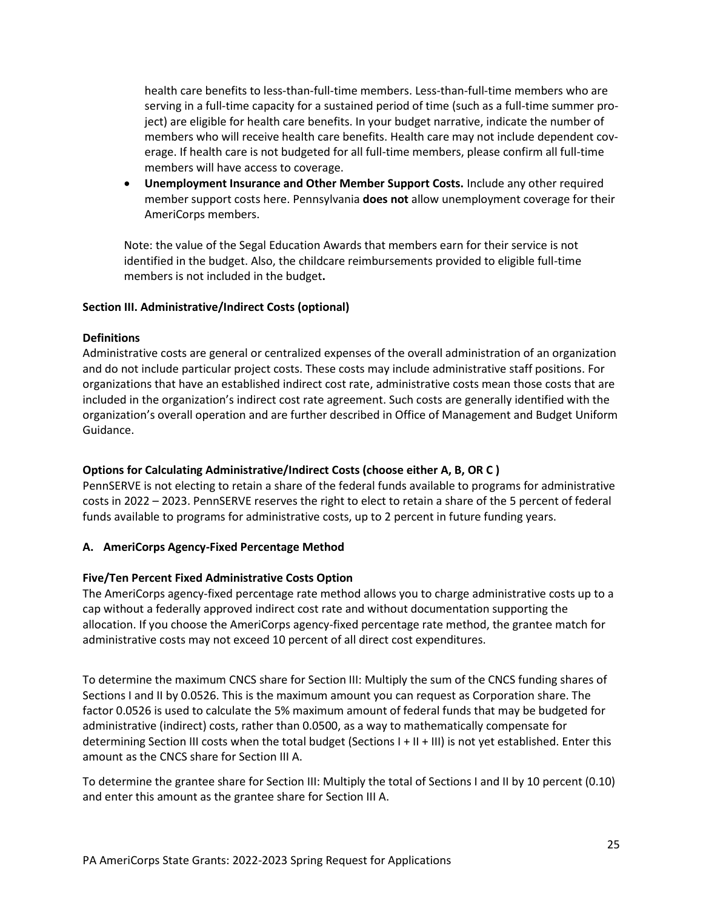health care benefits to less-than-full-time members. Less-than-full-time members who are serving in a full-time capacity for a sustained period of time (such as a full-time summer project) are eligible for health care benefits. In your budget narrative, indicate the number of members who will receive health care benefits. Health care may not include dependent coverage. If health care is not budgeted for all full-time members, please confirm all full-time members will have access to coverage.

- **Unemployment Insurance and Other Member Support Costs.** Include any other required member support costs here. Pennsylvania **does not** allow unemployment coverage for their AmeriCorps members.

Note: the value of the Segal Education Awards that members earn for their service is not identified in the budget. Also, the childcare reimbursements provided to eligible full-time members is not included in the budget**.**

**Section III. Administrative/Indirect Costs (optional)**

**Definitions**

Administrative costs are general or centralized expenses of the overall administration of an organization and do not include particular project costs. These costs may include administrative staff positions. For organizations that have an established indirect cost rate, administrative costs mean those costs that are included in the organization's indirect cost rate agreement. Such costs are generally identified with the organization's overall operation and are further described in Office of Management and Budget Uniform Guidance.

**Options for Calculating Administrative/Indirect Costs (choose either A, B, OR C )**

PennSERVE is not electing to retain a share of the federal funds available to programs for administrative costs in 2022 – 2023. PennSERVE reserves the right to elect to retain a share of the 5 percent of federal funds available to programs for administrative costs, up to 2 percent in future funding years.

**A. AmeriCorps Agency-Fixed Percentage Method**

**Five/Ten Percent Fixed Administrative Costs Option**

The AmeriCorps agency-fixed percentage rate method allows you to charge administrative costs up to a cap without a federally approved indirect cost rate and without documentation supporting the allocation. If you choose the AmeriCorps agency-fixed percentage rate method, the grantee match for administrative costs may not exceed 10 percent of all direct cost expenditures.

To determine the maximum CNCS share for Section III: Multiply the sum of the CNCS funding shares of Sections I and II by 0.0526. This is the maximum amount you can request as Corporation share. The factor 0.0526 is used to calculate the 5% maximum amount of federal funds that may be budgeted for administrative (indirect) costs, rather than 0.0500, as a way to mathematically compensate for determining Section III costs when the total budget (Sections I + II + III) is not yet established. Enter this amount as the CNCS share for Section III A.

To determine the grantee share for Section III: Multiply the total of Sections I and II by 10 percent (0.10) and enter this amount as the grantee share for Section III A.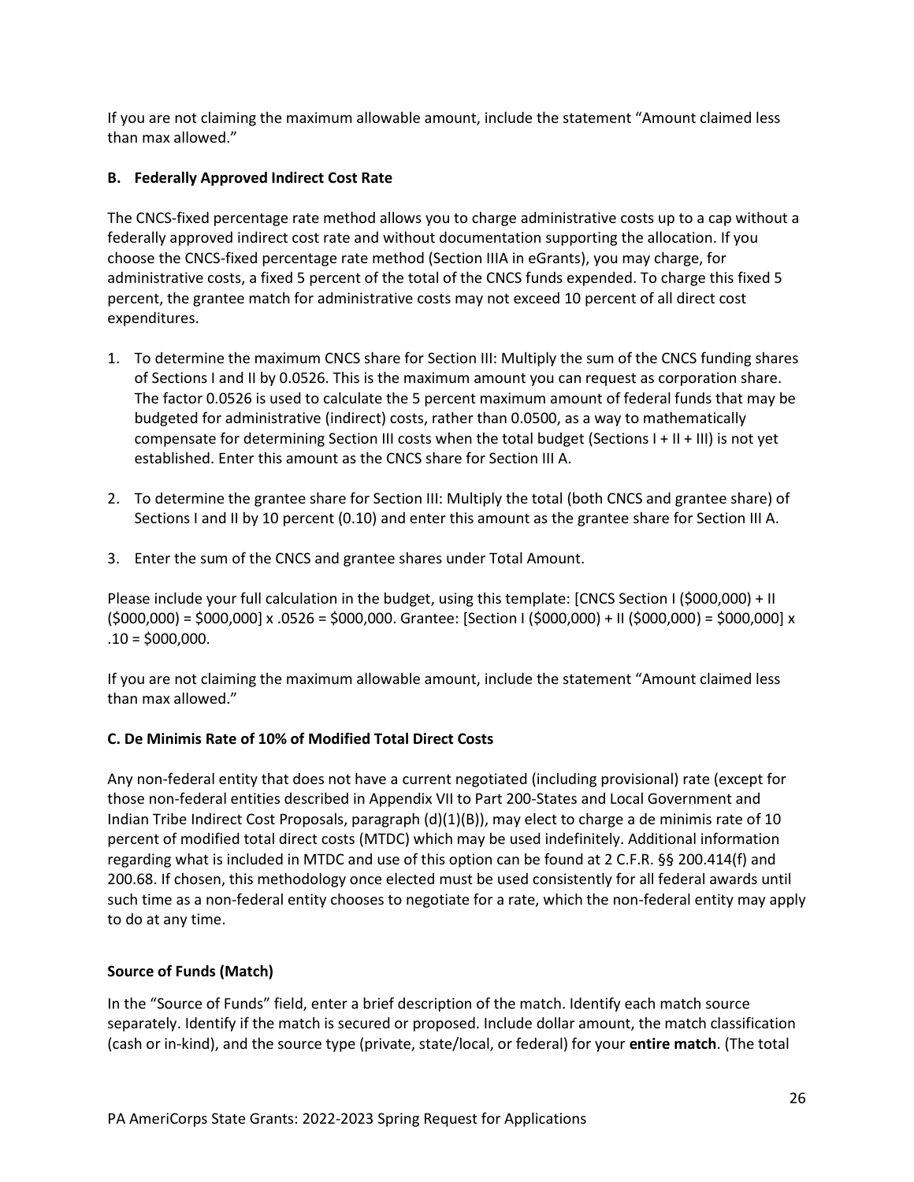If you are not claiming the maximum allowable amount, include the statement "Amount claimed less than max allowed."

**B. Federally Approved Indirect Cost Rate**

The CNCS-fixed percentage rate method allows you to charge administrative costs up to a cap without a federally approved indirect cost rate and without documentation supporting the allocation. If you choose the CNCS-fixed percentage rate method (Section IIIA in eGrants), you may charge, for administrative costs, a fixed 5 percent of the total of the CNCS funds expended. To charge this fixed 5 percent, the grantee match for administrative costs may not exceed 10 percent of all direct cost expenditures.

1. To determine the maximum CNCS share for Section III: Multiply the sum of the CNCS funding shares of Sections I and II by 0.0526. This is the maximum amount you can request as corporation share. The factor 0.0526 is used to calculate the 5 percent maximum amount of federal funds that may be budgeted for administrative (indirect) costs, rather than 0.0500, as a way to mathematically compensate for determining Section III costs when the total budget (Sections I + II + III) is not yet established. Enter this amount as the CNCS share for Section III A.
2. To determine the grantee share for Section III: Multiply the total (both CNCS and grantee share) of Sections I and II by 10 percent (0.10) and enter this amount as the grantee share for Section III A.
3. Enter the sum of the CNCS and grantee shares under Total Amount.

Please include your full calculation in the budget, using this template: [CNCS Section I ($000,000) + II ($000,000) = $000,000] x .0526 = $000,000. Grantee: [Section I ($000,000) + II ($000,000) = $000,000] x .10 = $000,000.

If you are not claiming the maximum allowable amount, include the statement "Amount claimed less than max allowed."

**C. De Minimis Rate of 10% of Modified Total Direct Costs**

Any non-federal entity that does not have a current negotiated (including provisional) rate (except for those non-federal entities described in Appendix VII to Part 200-States and Local Government and Indian Tribe Indirect Cost Proposals, paragraph (d)(1)(B)), may elect to charge a de minimis rate of 10 percent of modified total direct costs (MTDC) which may be used indefinitely. Additional information regarding what is included in MTDC and use of this option can be found at 2 C.F.R. §§ 200.414(f) and 200.68. If chosen, this methodology once elected must be used consistently for all federal awards until such time as a non-federal entity chooses to negotiate for a rate, which the non-federal entity may apply to do at any time.

**Source of Funds (Match)**

In the "Source of Funds" field, enter a brief description of the match. Identify each match source separately. Identify if the match is secured or proposed. Include dollar amount, the match classification (cash or in-kind), and the source type (private, state/local, or federal) for your **entire match**. (The total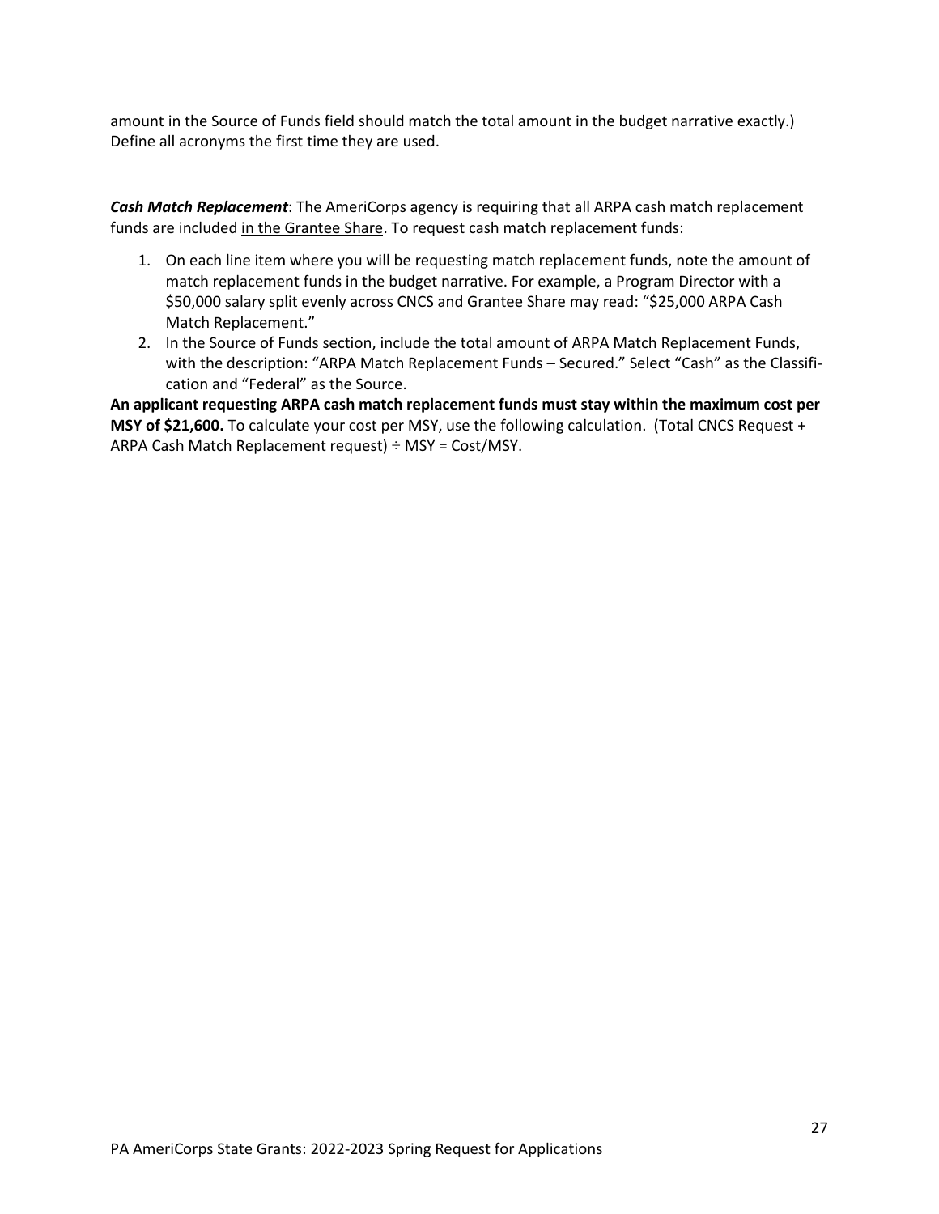amount in the Source of Funds field should match the total amount in the budget narrative exactly.) Define all acronyms the first time they are used.

***Cash Match Replacement***: The AmeriCorps agency is requiring that all ARPA cash match replacement funds are included in the Grantee Share. To request cash match replacement funds:

1. On each line item where you will be requesting match replacement funds, note the amount of match replacement funds in the budget narrative. For example, a Program Director with a $50,000 salary split evenly across CNCS and Grantee Share may read: "$25,000 ARPA Cash Match Replacement."
2. In the Source of Funds section, include the total amount of ARPA Match Replacement Funds, with the description: "ARPA Match Replacement Funds – Secured." Select "Cash" as the Classification and "Federal" as the Source.

**An applicant requesting ARPA cash match replacement funds must stay within the maximum cost per MSY of $21,600.** To calculate your cost per MSY, use the following calculation. (Total CNCS Request + ARPA Cash Match Replacement request) ÷ MSY = Cost/MSY.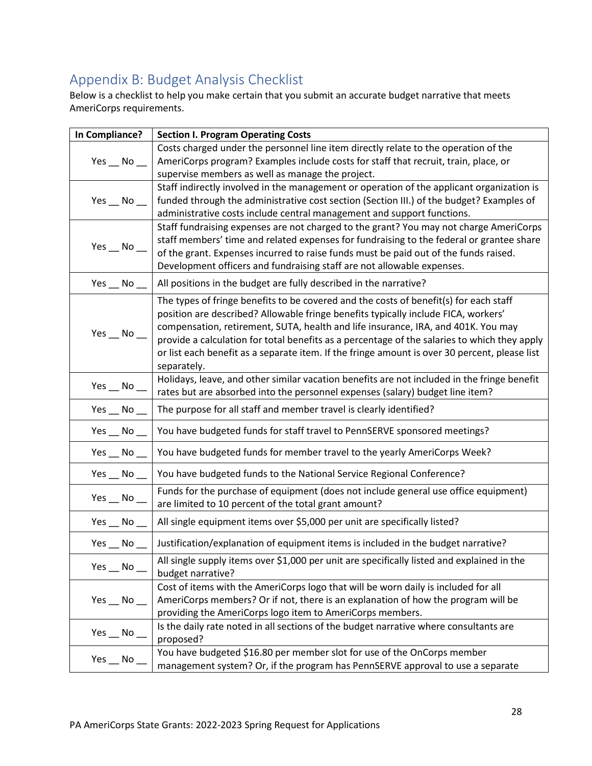## Appendix B: Budget Analysis Checklist

Below is a checklist to help you make certain that you submit an accurate budget narrative that meets AmeriCorps requirements.

| In Compliance? | Section I. Program Operating Costs |
|---|---|
| Yes __ No __ | Costs charged under the personnel line item directly relate to the operation of the AmeriCorps program? Examples include costs for staff that recruit, train, place, or supervise members as well as manage the project. |
| Yes __ No __ | Staff indirectly involved in the management or operation of the applicant organization is funded through the administrative cost section (Section III.) of the budget? Examples of administrative costs include central management and support functions. |
| Yes __ No __ | Staff fundraising expenses are not charged to the grant? You may not charge AmeriCorps staff members' time and related expenses for fundraising to the federal or grantee share of the grant. Expenses incurred to raise funds must be paid out of the funds raised. Development officers and fundraising staff are not allowable expenses. |
| Yes __ No __ | All positions in the budget are fully described in the narrative? |
| Yes __ No __ | The types of fringe benefits to be covered and the costs of benefit(s) for each staff position are described? Allowable fringe benefits typically include FICA, workers' compensation, retirement, SUTA, health and life insurance, IRA, and 401K. You may provide a calculation for total benefits as a percentage of the salaries to which they apply or list each benefit as a separate item. If the fringe amount is over 30 percent, please list separately. |
| Yes __ No __ | Holidays, leave, and other similar vacation benefits are not included in the fringe benefit rates but are absorbed into the personnel expenses (salary) budget line item? |
| Yes __ No __ | The purpose for all staff and member travel is clearly identified? |
| Yes __ No __ | You have budgeted funds for staff travel to PennSERVE sponsored meetings? |
| Yes __ No __ | You have budgeted funds for member travel to the yearly AmeriCorps Week? |
| Yes __ No __ | You have budgeted funds to the National Service Regional Conference? |
| Yes __ No __ | Funds for the purchase of equipment (does not include general use office equipment) are limited to 10 percent of the total grant amount? |
| Yes __ No __ | All single equipment items over $5,000 per unit are specifically listed? |
| Yes __ No __ | Justification/explanation of equipment items is included in the budget narrative? |
| Yes __ No __ | All single supply items over $1,000 per unit are specifically listed and explained in the budget narrative? |
| Yes __ No __ | Cost of items with the AmeriCorps logo that will be worn daily is included for all AmeriCorps members? Or if not, there is an explanation of how the program will be providing the AmeriCorps logo item to AmeriCorps members. |
| Yes __ No __ | Is the daily rate noted in all sections of the budget narrative where consultants are proposed? |
| Yes __ No __ | You have budgeted $16.80 per member slot for use of the OnCorps member management system? Or, if the program has PennSERVE approval to use a separate |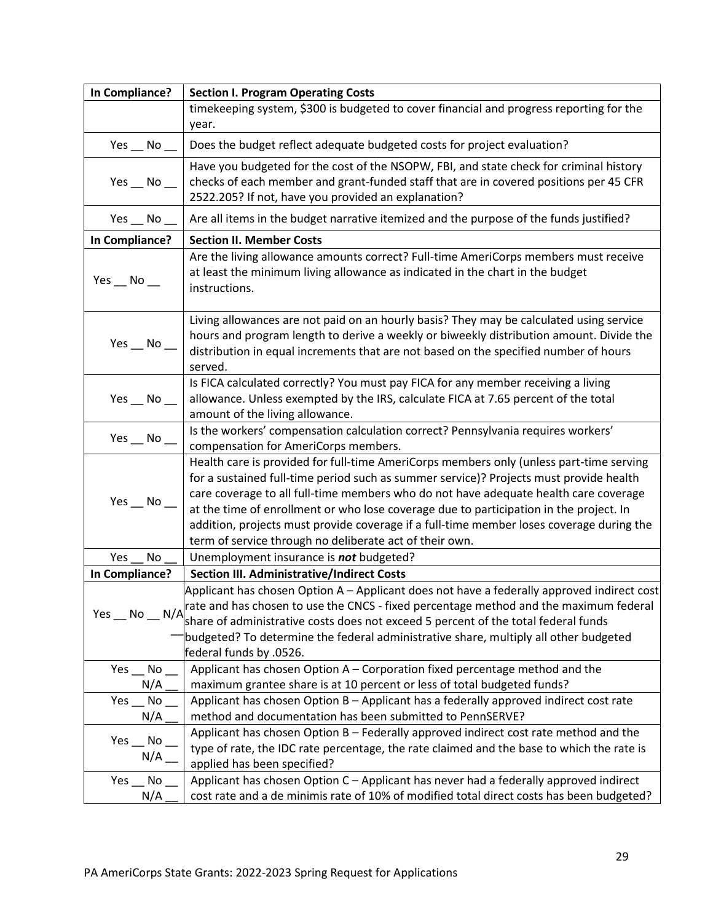| In Compliance? | Section I. Program Operating Costs |
|---|---|
| | timekeeping system, $300 is budgeted to cover financial and progress reporting for the year. |
| Yes __ No __ | Does the budget reflect adequate budgeted costs for project evaluation? |
| Yes __ No __ | Have you budgeted for the cost of the NSOPW, FBI, and state check for criminal history checks of each member and grant-funded staff that are in covered positions per 45 CFR 2522.205? If not, have you provided an explanation? |
| Yes __ No __ | Are all items in the budget narrative itemized and the purpose of the funds justified? |
| **In Compliance?** | **Section II. Member Costs** |
| Yes __ No __ | Are the living allowance amounts correct? Full-time AmeriCorps members must receive at least the minimum living allowance as indicated in the chart in the budget instructions. |
| Yes __ No __ | Living allowances are not paid on an hourly basis? They may be calculated using service hours and program length to derive a weekly or biweekly distribution amount. Divide the distribution in equal increments that are not based on the specified number of hours served. |
| Yes __ No __ | Is FICA calculated correctly? You must pay FICA for any member receiving a living allowance. Unless exempted by the IRS, calculate FICA at 7.65 percent of the total amount of the living allowance. |
| Yes __ No __ | Is the workers' compensation calculation correct? Pennsylvania requires workers' compensation for AmeriCorps members. |
| Yes __ No __ | Health care is provided for full-time AmeriCorps members only (unless part-time serving for a sustained full-time period such as summer service)? Projects must provide health care coverage to all full-time members who do not have adequate health care coverage at the time of enrollment or who lose coverage due to participation in the project. In addition, projects must provide coverage if a full-time member loses coverage during the term of service through no deliberate act of their own. |
| Yes __ No __ | Unemployment insurance is ***not*** budgeted? |
| **In Compliance?** | **Section III. Administrative/Indirect Costs** |
| Yes __ No __ N/A __ | Applicant has chosen Option A – Applicant does not have a federally approved indirect cost rate and has chosen to use the CNCS - fixed percentage method and the maximum federal share of administrative costs does not exceed 5 percent of the total federal funds budgeted? To determine the federal administrative share, multiply all other budgeted federal funds by .0526. |
| Yes __ No __ N/A __ | Applicant has chosen Option A – Corporation fixed percentage method and the maximum grantee share is at 10 percent or less of total budgeted funds? |
| Yes __ No __ N/A __ | Applicant has chosen Option B – Applicant has a federally approved indirect cost rate method and documentation has been submitted to PennSERVE? |
| Yes __ No __ N/A __ | Applicant has chosen Option B – Federally approved indirect cost rate method and the type of rate, the IDC rate percentage, the rate claimed and the base to which the rate is applied has been specified? |
| Yes __ No __ N/A __ | Applicant has chosen Option C – Applicant has never had a federally approved indirect cost rate and a de minimis rate of 10% of modified total direct costs has been budgeted? |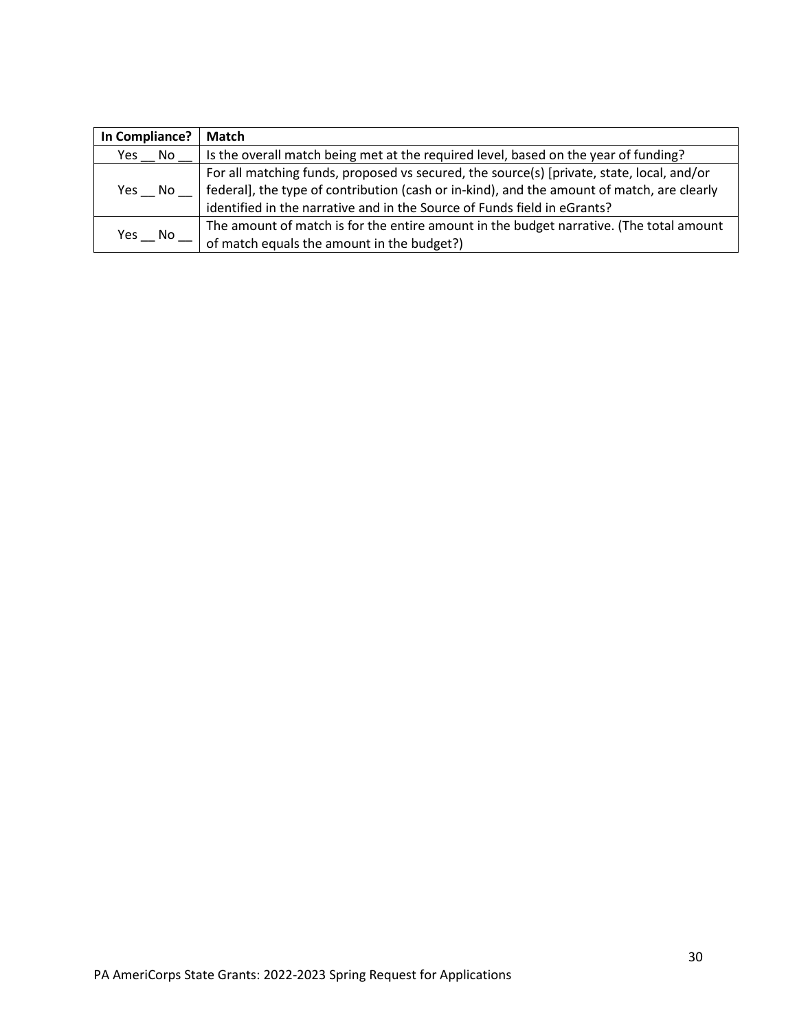| In Compliance? | Match |
|---|---|
| Yes __ No __ | Is the overall match being met at the required level, based on the year of funding? |
| Yes __ No __ | For all matching funds, proposed vs secured, the source(s) [private, state, local, and/or federal], the type of contribution (cash or in-kind), and the amount of match, are clearly identified in the narrative and in the Source of Funds field in eGrants? |
| Yes __ No __ | The amount of match is for the entire amount in the budget narrative. (The total amount of match equals the amount in the budget?) |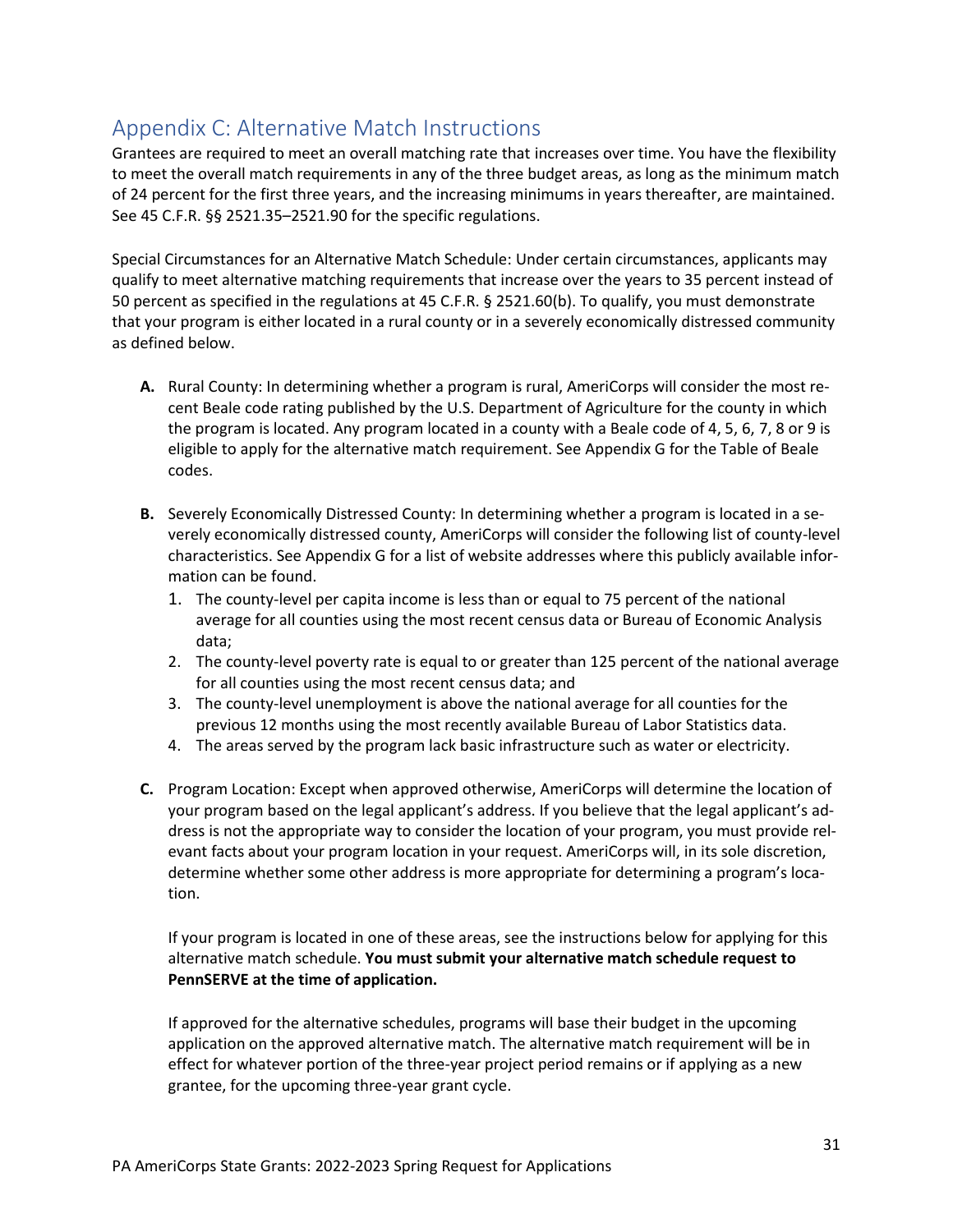## Appendix C: Alternative Match Instructions

Grantees are required to meet an overall matching rate that increases over time. You have the flexibility to meet the overall match requirements in any of the three budget areas, as long as the minimum match of 24 percent for the first three years, and the increasing minimums in years thereafter, are maintained. See 45 C.F.R. §§ 2521.35–2521.90 for the specific regulations.

Special Circumstances for an Alternative Match Schedule: Under certain circumstances, applicants may qualify to meet alternative matching requirements that increase over the years to 35 percent instead of 50 percent as specified in the regulations at 45 C.F.R. § 2521.60(b). To qualify, you must demonstrate that your program is either located in a rural county or in a severely economically distressed community as defined below.

**A.** Rural County: In determining whether a program is rural, AmeriCorps will consider the most recent Beale code rating published by the U.S. Department of Agriculture for the county in which the program is located. Any program located in a county with a Beale code of 4, 5, 6, 7, 8 or 9 is eligible to apply for the alternative match requirement. See Appendix G for the Table of Beale codes.

**B.** Severely Economically Distressed County: In determining whether a program is located in a severely economically distressed county, AmeriCorps will consider the following list of county-level characteristics. See Appendix G for a list of website addresses where this publicly available information can be found.

1. The county-level per capita income is less than or equal to 75 percent of the national average for all counties using the most recent census data or Bureau of Economic Analysis data;
2. The county-level poverty rate is equal to or greater than 125 percent of the national average for all counties using the most recent census data; and
3. The county-level unemployment is above the national average for all counties for the previous 12 months using the most recently available Bureau of Labor Statistics data.
4. The areas served by the program lack basic infrastructure such as water or electricity.

**C.** Program Location: Except when approved otherwise, AmeriCorps will determine the location of your program based on the legal applicant's address. If you believe that the legal applicant's address is not the appropriate way to consider the location of your program, you must provide relevant facts about your program location in your request. AmeriCorps will, in its sole discretion, determine whether some other address is more appropriate for determining a program's location.

If your program is located in one of these areas, see the instructions below for applying for this alternative match schedule. **You must submit your alternative match schedule request to PennSERVE at the time of application.**

If approved for the alternative schedules, programs will base their budget in the upcoming application on the approved alternative match. The alternative match requirement will be in effect for whatever portion of the three-year project period remains or if applying as a new grantee, for the upcoming three-year grant cycle.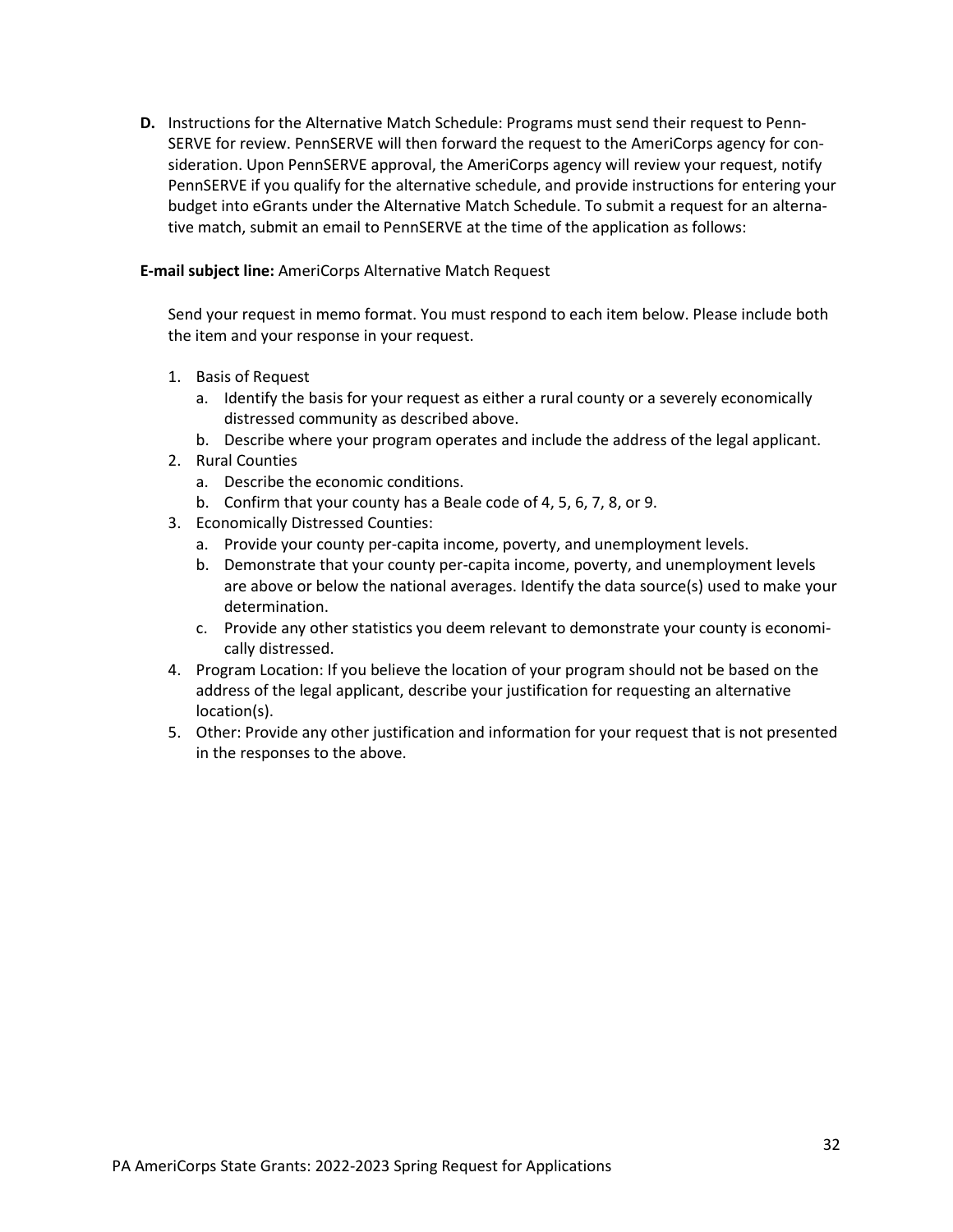**D.** Instructions for the Alternative Match Schedule: Programs must send their request to PennSERVE for review. PennSERVE will then forward the request to the AmeriCorps agency for consideration. Upon PennSERVE approval, the AmeriCorps agency will review your request, notify PennSERVE if you qualify for the alternative schedule, and provide instructions for entering your budget into eGrants under the Alternative Match Schedule. To submit a request for an alternative match, submit an email to PennSERVE at the time of the application as follows:

**E-mail subject line:** AmeriCorps Alternative Match Request

Send your request in memo format. You must respond to each item below. Please include both the item and your response in your request.

1. Basis of Request
   a. Identify the basis for your request as either a rural county or a severely economically distressed community as described above.
   b. Describe where your program operates and include the address of the legal applicant.
2. Rural Counties
   a. Describe the economic conditions.
   b. Confirm that your county has a Beale code of 4, 5, 6, 7, 8, or 9.
3. Economically Distressed Counties:
   a. Provide your county per-capita income, poverty, and unemployment levels.
   b. Demonstrate that your county per-capita income, poverty, and unemployment levels are above or below the national averages. Identify the data source(s) used to make your determination.
   c. Provide any other statistics you deem relevant to demonstrate your county is economically distressed.
4. Program Location: If you believe the location of your program should not be based on the address of the legal applicant, describe your justification for requesting an alternative location(s).
5. Other: Provide any other justification and information for your request that is not presented in the responses to the above.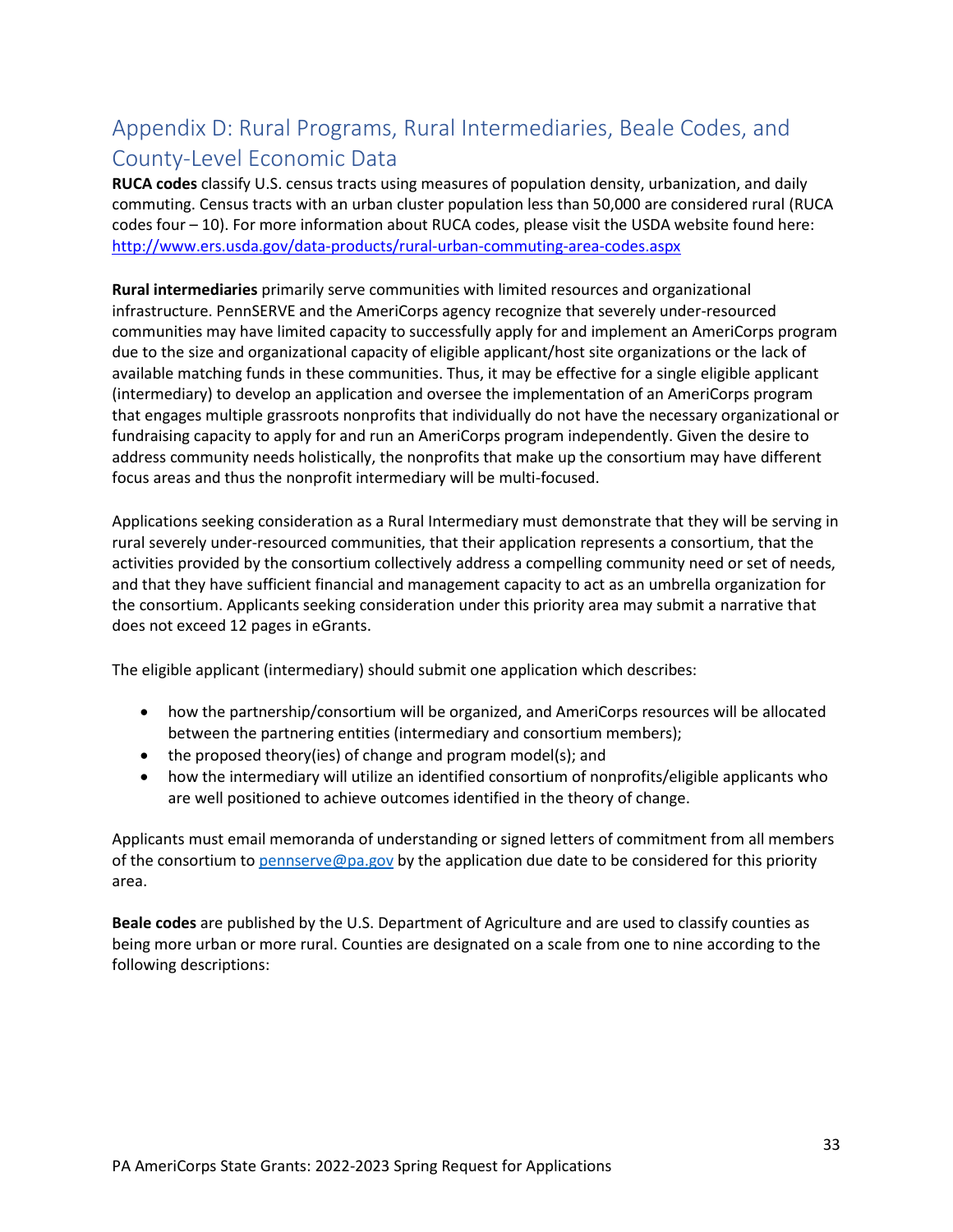## Appendix D: Rural Programs, Rural Intermediaries, Beale Codes, and County-Level Economic Data

**RUCA codes** classify U.S. census tracts using measures of population density, urbanization, and daily commuting. Census tracts with an urban cluster population less than 50,000 are considered rural (RUCA codes four – 10). For more information about RUCA codes, please visit the USDA website found here: http://www.ers.usda.gov/data-products/rural-urban-commuting-area-codes.aspx

**Rural intermediaries** primarily serve communities with limited resources and organizational infrastructure. PennSERVE and the AmeriCorps agency recognize that severely under-resourced communities may have limited capacity to successfully apply for and implement an AmeriCorps program due to the size and organizational capacity of eligible applicant/host site organizations or the lack of available matching funds in these communities. Thus, it may be effective for a single eligible applicant (intermediary) to develop an application and oversee the implementation of an AmeriCorps program that engages multiple grassroots nonprofits that individually do not have the necessary organizational or fundraising capacity to apply for and run an AmeriCorps program independently. Given the desire to address community needs holistically, the nonprofits that make up the consortium may have different focus areas and thus the nonprofit intermediary will be multi-focused.

Applications seeking consideration as a Rural Intermediary must demonstrate that they will be serving in rural severely under-resourced communities, that their application represents a consortium, that the activities provided by the consortium collectively address a compelling community need or set of needs, and that they have sufficient financial and management capacity to act as an umbrella organization for the consortium. Applicants seeking consideration under this priority area may submit a narrative that does not exceed 12 pages in eGrants.

The eligible applicant (intermediary) should submit one application which describes:

- how the partnership/consortium will be organized, and AmeriCorps resources will be allocated between the partnering entities (intermediary and consortium members);
- the proposed theory(ies) of change and program model(s); and
- how the intermediary will utilize an identified consortium of nonprofits/eligible applicants who are well positioned to achieve outcomes identified in the theory of change.

Applicants must email memoranda of understanding or signed letters of commitment from all members of the consortium to pennserve@pa.gov by the application due date to be considered for this priority area.

**Beale codes** are published by the U.S. Department of Agriculture and are used to classify counties as being more urban or more rural. Counties are designated on a scale from one to nine according to the following descriptions: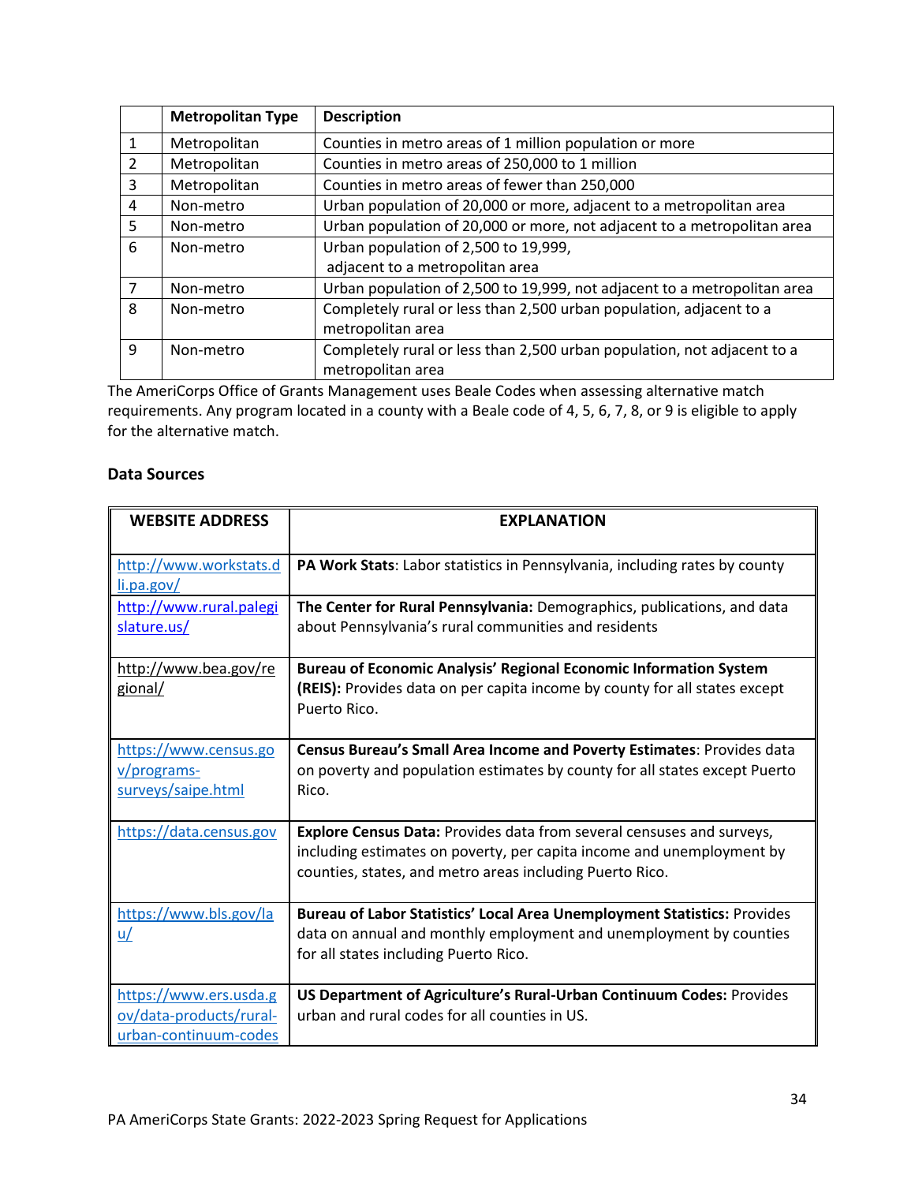| | Metropolitan Type | Description |
|---|---|---|
| 1 | Metropolitan | Counties in metro areas of 1 million population or more |
| 2 | Metropolitan | Counties in metro areas of 250,000 to 1 million |
| 3 | Metropolitan | Counties in metro areas of fewer than 250,000 |
| 4 | Non-metro | Urban population of 20,000 or more, adjacent to a metropolitan area |
| 5 | Non-metro | Urban population of 20,000 or more, not adjacent to a metropolitan area |
| 6 | Non-metro | Urban population of 2,500 to 19,999, adjacent to a metropolitan area |
| 7 | Non-metro | Urban population of 2,500 to 19,999, not adjacent to a metropolitan area |
| 8 | Non-metro | Completely rural or less than 2,500 urban population, adjacent to a metropolitan area |
| 9 | Non-metro | Completely rural or less than 2,500 urban population, not adjacent to a metropolitan area |

The AmeriCorps Office of Grants Management uses Beale Codes when assessing alternative match requirements. Any program located in a county with a Beale code of 4, 5, 6, 7, 8, or 9 is eligible to apply for the alternative match.

### Data Sources

| WEBSITE ADDRESS | EXPLANATION |
|---|---|
| http://www.workstats.dli.pa.gov/ | **PA Work Stats**: Labor statistics in Pennsylvania, including rates by county |
| http://www.rural.palegislature.us/ | **The Center for Rural Pennsylvania:** Demographics, publications, and data about Pennsylvania's rural communities and residents |
| http://www.bea.gov/regional/ | **Bureau of Economic Analysis' Regional Economic Information System (REIS):** Provides data on per capita income by county for all states except Puerto Rico. |
| https://www.census.gov/programs-surveys/saipe.html | **Census Bureau's Small Area Income and Poverty Estimates**: Provides data on poverty and population estimates by county for all states except Puerto Rico. |
| https://data.census.gov | **Explore Census Data:** Provides data from several censuses and surveys, including estimates on poverty, per capita income and unemployment by counties, states, and metro areas including Puerto Rico. |
| https://www.bls.gov/lau/ | **Bureau of Labor Statistics' Local Area Unemployment Statistics:** Provides data on annual and monthly employment and unemployment by counties for all states including Puerto Rico. |
| https://www.ers.usda.gov/data-products/rural-urban-continuum-codes | **US Department of Agriculture's Rural-Urban Continuum Codes:** Provides urban and rural codes for all counties in US. |